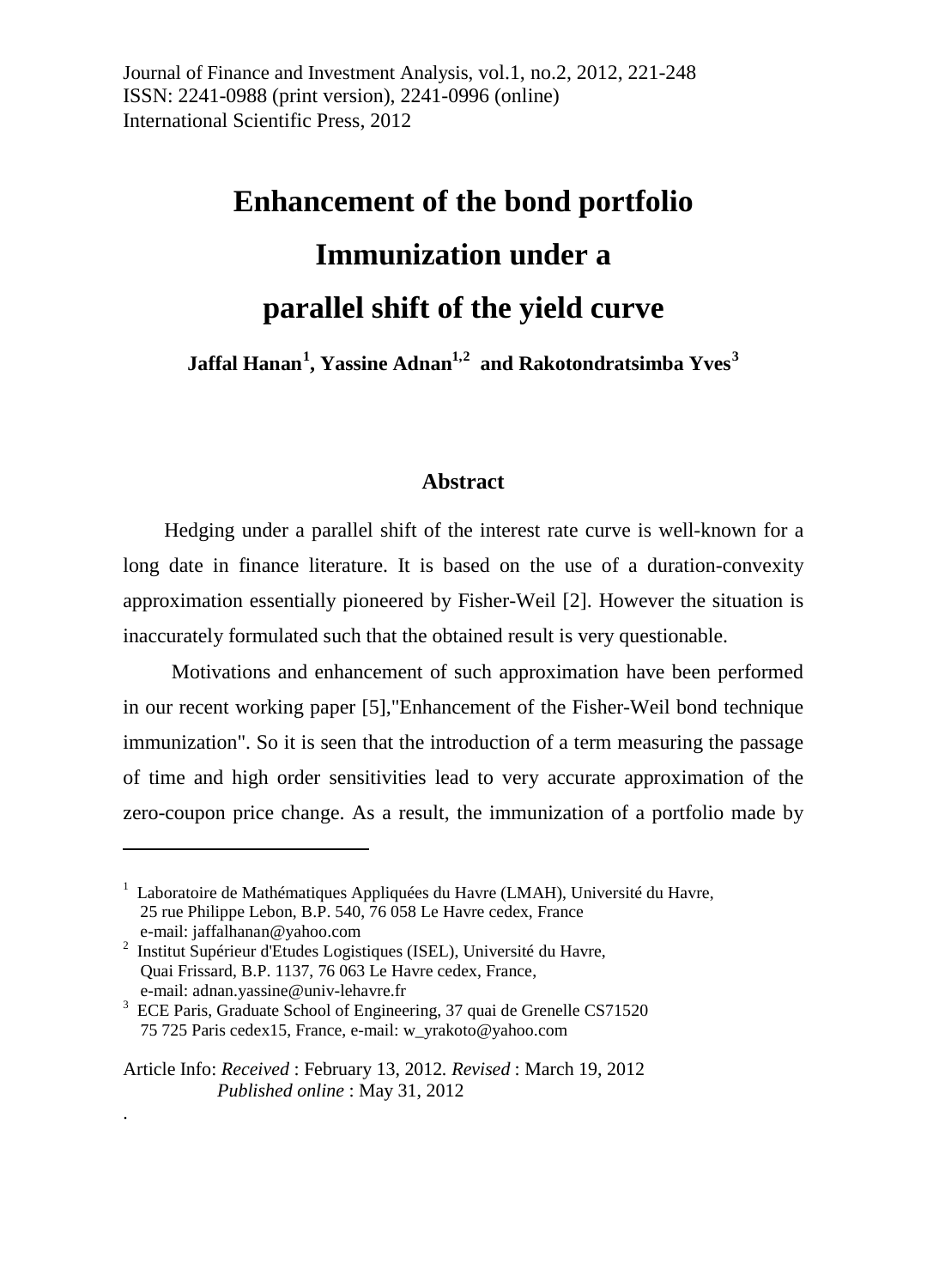Journal of Finance and Investment Analysis, vol.1, no.2, 2012, 221-248
ISSN: 2241-0988 (print version), 2241-0996 (online)
International Scientific Press, 2012

# Enhancement of the bond portfolio Immunization under a parallel shift of the yield curve

**Jaffal Hanan[1], Yassine Adnan[1,2] and Rakotondratsimba Yves[3]**

## Abstract

Hedging under a parallel shift of the interest rate curve is well-known for a long date in finance literature. It is based on the use of a duration-convexity approximation essentially pioneered by Fisher-Weil [2]. However the situation is inaccurately formulated such that the obtained result is very questionable.

Motivations and enhancement of such approximation have been performed in our recent working paper [5],"Enhancement of the Fisher-Weil bond technique immunization". So it is seen that the introduction of a term measuring the passage of time and high order sensitivities lead to very accurate approximation of the zero-coupon price change. As a result, the immunization of a portfolio made by

---

[1] Laboratoire de Mathématiques Appliquées du Havre (LMAH), Université du Havre, 25 rue Philippe Lebon, B.P. 540, 76 058 Le Havre cedex, France
e-mail: jaffalhanan@yahoo.com

[2] Institut Supérieur d'Etudes Logistiques (ISEL), Université du Havre, Quai Frissard, B.P. 1137, 76 063 Le Havre cedex, France,
e-mail: adnan.yassine@univ-lehavre.fr

[3] ECE Paris, Graduate School of Engineering, 37 quai de Grenelle CS71520 75 725 Paris cedex15, France, e-mail: w_yrakoto@yahoo.com

Article Info: *Received* : February 13, 2012. *Revised* : March 19, 2012
*Published online* : May 31, 2012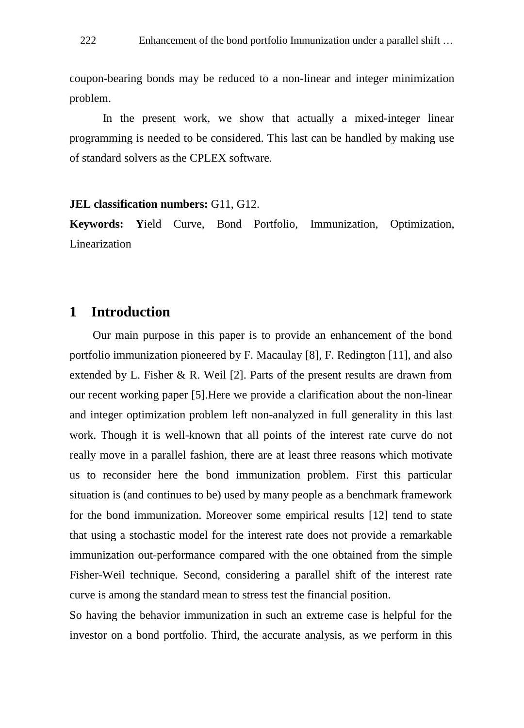coupon-bearing bonds may be reduced to a non-linear and integer minimization problem.

In the present work, we show that actually a mixed-integer linear programming is needed to be considered. This last can be handled by making use of standard solvers as the CPLEX software.

**JEL classification numbers:** G11, G12.

**Keywords:** **Y**ield Curve, Bond Portfolio, Immunization, Optimization, Linearization

## 1 Introduction

Our main purpose in this paper is to provide an enhancement of the bond portfolio immunization pioneered by F. Macaulay [8], F. Redington [11], and also extended by L. Fisher & R. Weil [2]. Parts of the present results are drawn from our recent working paper [5].Here we provide a clarification about the non-linear and integer optimization problem left non-analyzed in full generality in this last work. Though it is well-known that all points of the interest rate curve do not really move in a parallel fashion, there are at least three reasons which motivate us to reconsider here the bond immunization problem. First this particular situation is (and continues to be) used by many people as a benchmark framework for the bond immunization. Moreover some empirical results [12] tend to state that using a stochastic model for the interest rate does not provide a remarkable immunization out-performance compared with the one obtained from the simple Fisher-Weil technique. Second, considering a parallel shift of the interest rate curve is among the standard mean to stress test the financial position.

So having the behavior immunization in such an extreme case is helpful for the investor on a bond portfolio. Third, the accurate analysis, as we perform in this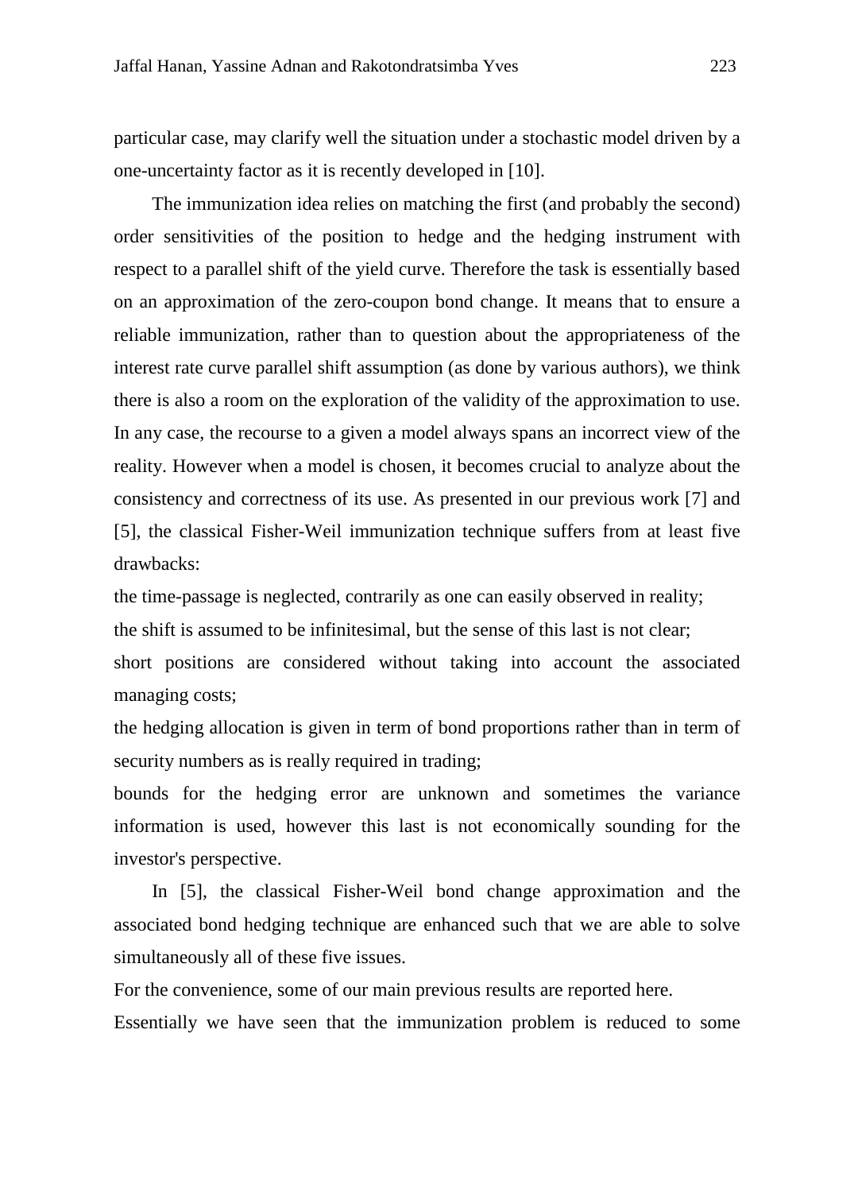particular case, may clarify well the situation under a stochastic model driven by a one-uncertainty factor as it is recently developed in [10].

The immunization idea relies on matching the first (and probably the second) order sensitivities of the position to hedge and the hedging instrument with respect to a parallel shift of the yield curve. Therefore the task is essentially based on an approximation of the zero-coupon bond change. It means that to ensure a reliable immunization, rather than to question about the appropriateness of the interest rate curve parallel shift assumption (as done by various authors), we think there is also a room on the exploration of the validity of the approximation to use. In any case, the recourse to a given a model always spans an incorrect view of the reality. However when a model is chosen, it becomes crucial to analyze about the consistency and correctness of its use. As presented in our previous work [7] and [5], the classical Fisher-Weil immunization technique suffers from at least five drawbacks:

the time-passage is neglected, contrarily as one can easily observed in reality;

the shift is assumed to be infinitesimal, but the sense of this last is not clear;

short positions are considered without taking into account the associated managing costs;

the hedging allocation is given in term of bond proportions rather than in term of security numbers as is really required in trading;

bounds for the hedging error are unknown and sometimes the variance information is used, however this last is not economically sounding for the investor's perspective.

In [5], the classical Fisher-Weil bond change approximation and the associated bond hedging technique are enhanced such that we are able to solve simultaneously all of these five issues.

For the convenience, some of our main previous results are reported here.

Essentially we have seen that the immunization problem is reduced to some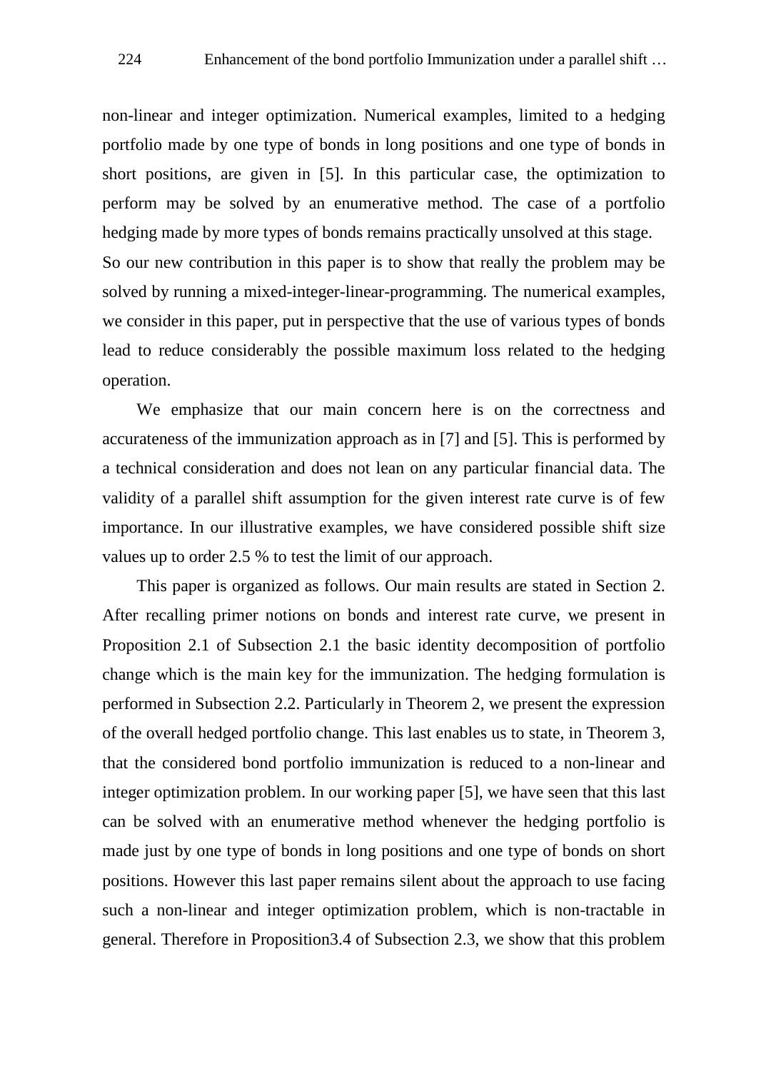non-linear and integer optimization. Numerical examples, limited to a hedging portfolio made by one type of bonds in long positions and one type of bonds in short positions, are given in [5]. In this particular case, the optimization to perform may be solved by an enumerative method. The case of a portfolio hedging made by more types of bonds remains practically unsolved at this stage.

So our new contribution in this paper is to show that really the problem may be solved by running a mixed-integer-linear-programming. The numerical examples, we consider in this paper, put in perspective that the use of various types of bonds lead to reduce considerably the possible maximum loss related to the hedging operation.

We emphasize that our main concern here is on the correctness and accurateness of the immunization approach as in [7] and [5]. This is performed by a technical consideration and does not lean on any particular financial data. The validity of a parallel shift assumption for the given interest rate curve is of few importance. In our illustrative examples, we have considered possible shift size values up to order 2.5 % to test the limit of our approach.

This paper is organized as follows. Our main results are stated in Section 2. After recalling primer notions on bonds and interest rate curve, we present in Proposition 2.1 of Subsection 2.1 the basic identity decomposition of portfolio change which is the main key for the immunization. The hedging formulation is performed in Subsection 2.2. Particularly in Theorem 2, we present the expression of the overall hedged portfolio change. This last enables us to state, in Theorem 3, that the considered bond portfolio immunization is reduced to a non-linear and integer optimization problem. In our working paper [5], we have seen that this last can be solved with an enumerative method whenever the hedging portfolio is made just by one type of bonds in long positions and one type of bonds on short positions. However this last paper remains silent about the approach to use facing such a non-linear and integer optimization problem, which is non-tractable in general. Therefore in Proposition3.4 of Subsection 2.3, we show that this problem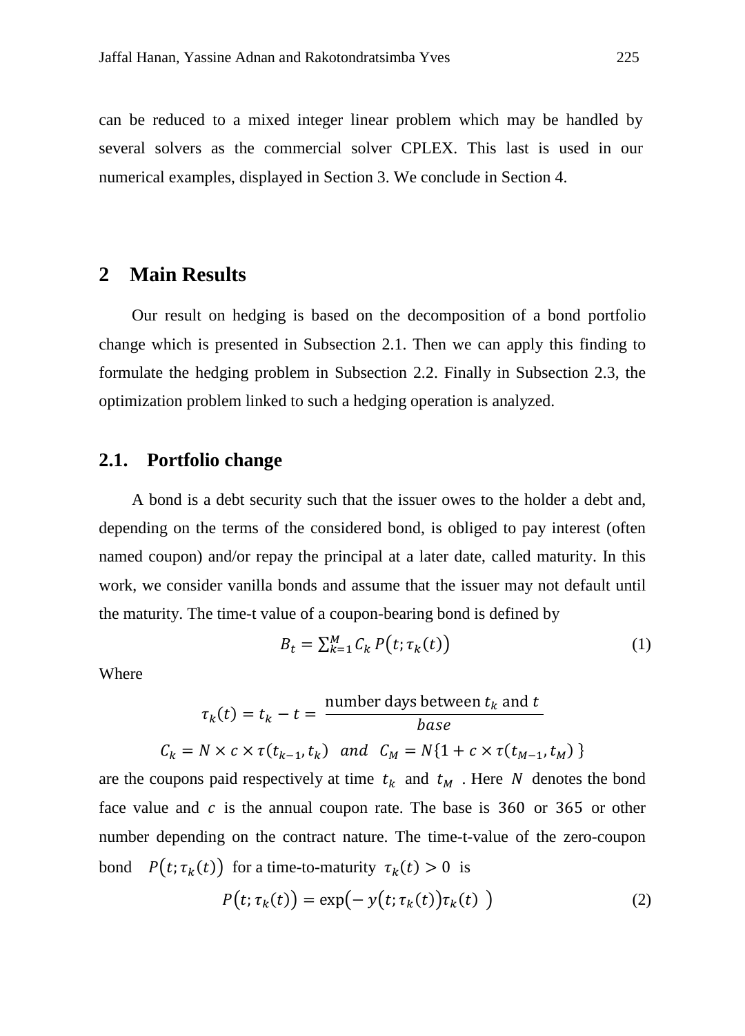can be reduced to a mixed integer linear problem which may be handled by several solvers as the commercial solver CPLEX. This last is used in our numerical examples, displayed in Section 3. We conclude in Section 4.

## 2 Main Results

Our result on hedging is based on the decomposition of a bond portfolio change which is presented in Subsection 2.1. Then we can apply this finding to formulate the hedging problem in Subsection 2.2. Finally in Subsection 2.3, the optimization problem linked to such a hedging operation is analyzed.

### 2.1. Portfolio change

A bond is a debt security such that the issuer owes to the holder a debt and, depending on the terms of the considered bond, is obliged to pay interest (often named coupon) and/or repay the principal at a later date, called maturity. In this work, we consider vanilla bonds and assume that the issuer may not default until the maturity. The time-t value of a coupon-bearing bond is defined by

$$B_t = \sum_{k=1}^{M} C_k \, P\big(t; \tau_k(t)\big) \tag{1}$$

Where

$$\tau_k(t) = t_k - t = \frac{\text{number days between } t_k \text{ and } t}{base}$$

$$C_k = N \times c \times \tau(t_{k-1}, t_k) \quad and \quad C_M = N\{1 + c \times \tau(t_{M-1}, t_M)\}$$

are the coupons paid respectively at time $t_k$ and $t_M$ . Here $N$ denotes the bond face value and $c$ is the annual coupon rate. The base is $360$ or $365$ or other number depending on the contract nature. The time-t-value of the zero-coupon bond $P\big(t; \tau_k(t)\big)$ for a time-to-maturity $\tau_k(t) > 0$ is

$$P\big(t; \tau_k(t)\big) = \exp\big(-\, y\big(t; \tau_k(t)\big)\tau_k(t)\ \big) \tag{2}$$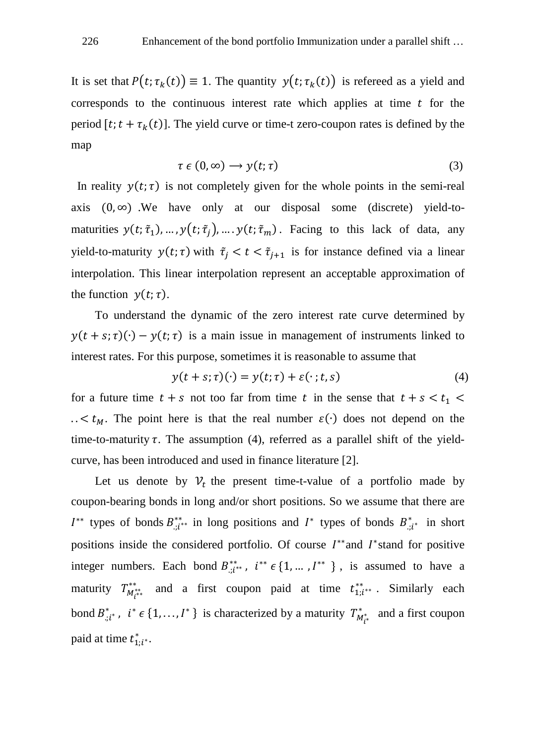It is set that $P\big(t; \tau_k(t)\big) \equiv 1$. The quantity $y\big(t; \tau_k(t)\big)$ is refereed as a yield and corresponds to the continuous interest rate which applies at time $t$ for the period $[t; t + \tau_k(t)]$. The yield curve or time-t zero-coupon rates is defined by the map

$$\tau \epsilon (0, \infty) \longrightarrow y(t; \tau) \tag{3}$$

In reality $y(t;\tau)$ is not completely given for the whole points in the semi-real axis $(0, \infty)$ .We have only at our disposal some (discrete) yield-to-maturities $y(t; \tilde{\tau}_1), \dots, y\big(t; \tilde{\tau}_j\big), \dots . y(t; \tilde{\tau}_m)$ . Facing to this lack of data, any yield-to-maturity $y(t; \tau)$ with $\tilde{\tau}_j < t < \tilde{\tau}_{j+1}$ is for instance defined via a linear interpolation. This linear interpolation represent an acceptable approximation of the function $y(t; \tau)$.

To understand the dynamic of the zero interest rate curve determined by $y(t + s; \tau)(\cdot) - y(t; \tau)$ is a main issue in management of instruments linked to interest rates. For this purpose, sometimes it is reasonable to assume that

$$y(t + s; \tau)(\cdot) = y(t; \tau) + \varepsilon(\cdot\,; t, s) \tag{4}$$

for a future time $t + s$ not too far from time $t$ in the sense that $t + s < t_1 < \,.. < t_M$. The point here is that the real number $\varepsilon(\cdot)$ does not depend on the time-to-maturity $\tau$. The assumption (4), referred as a parallel shift of the yield-curve, has been introduced and used in finance literature [2].

Let us denote by $\mathcal{V}_t$ the present time-t-value of a portfolio made by coupon-bearing bonds in long and/or short positions. So we assume that there are $I^{**}$ types of bonds $B^{**}_{.;i^{**}}$ in long positions and $I^{*}$ types of bonds $B^{*}_{.;i^{*}}$ in short positions inside the considered portfolio. Of course $I^{**}$and $I^{*}$stand for positive integer numbers. Each bond $B^{**}_{.;i^{**}}$, $i^{**} \epsilon \{1, \dots, I^{**}\}$, is assumed to have a maturity $T^{**}_{M^{**}_{i^{**}}}$ and a first coupon paid at time $t^{**}_{1;i^{**}}$. Similarly each bond $B^{*}_{.;i^{*}}$, $i^{*} \epsilon \{1, \dots, I^{*}\}$ is characterized by a maturity $T^{*}_{M^{*}_{i^{*}}}$ and a first coupon paid at time $t^{*}_{1;i^{*}}$.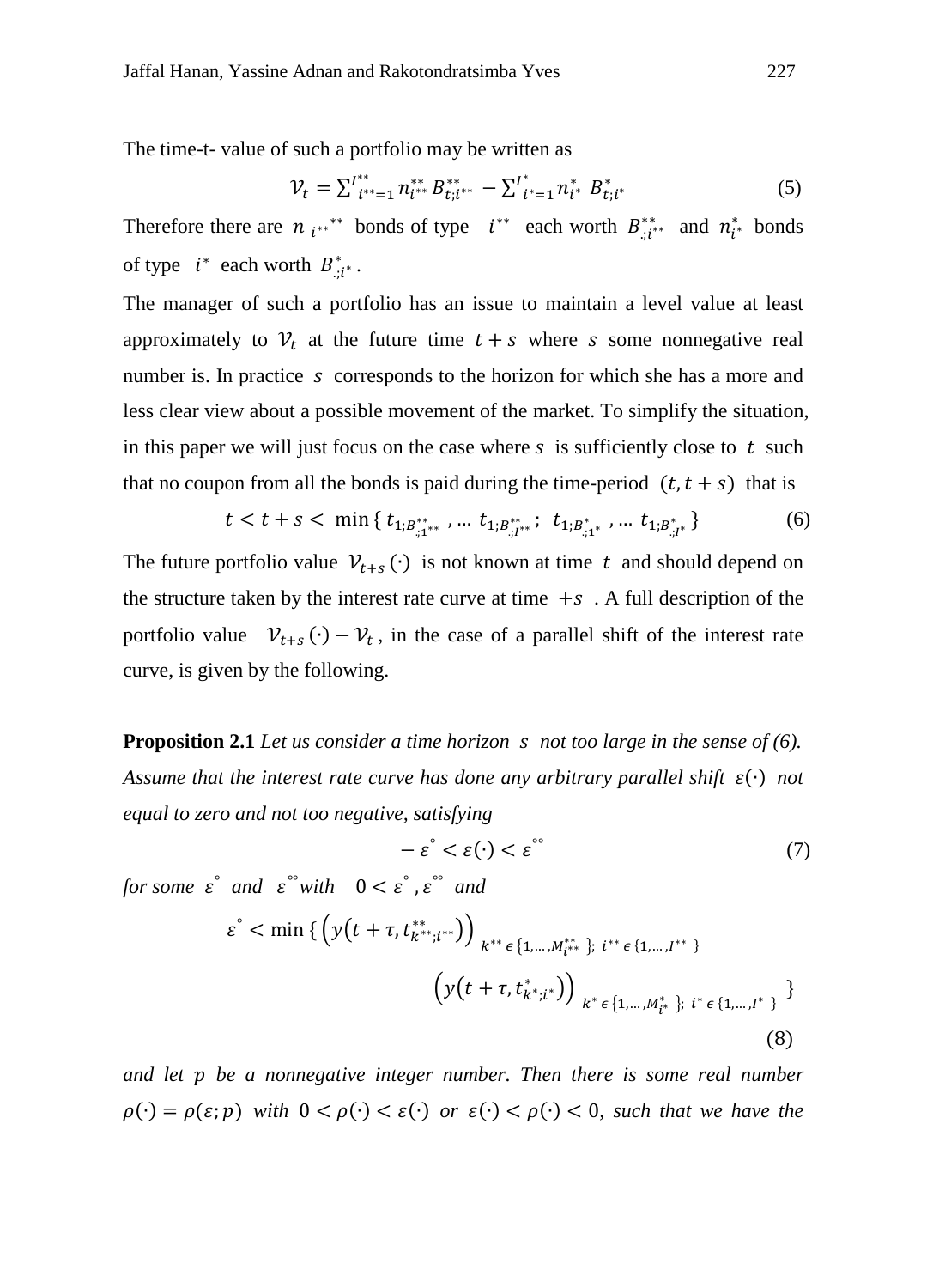The time-t- value of such a portfolio may be written as

$$\mathcal{V}_t = \sum_{i^{**}=1}^{I^{**}} n_{i^{**}}^{**} B_{t;i^{**}}^{**} - \sum_{i^{*}=1}^{I^{*}} n_{i^{*}}^{*} \; B_{t;i^{*}}^{*} \tag{5}$$

Therefore there are $n_{i^{**}}{}^{**}$ bonds of type $i^{**}$ each worth $B_{.;i^{**}}^{**}$ and $n_{i^*}^{*}$ bonds of type $i^*$ each worth $B_{.;i^*}^{*}$.

The manager of such a portfolio has an issue to maintain a level value at least approximately to $\mathcal{V}_t$ at the future time $t+s$ where $s$ some nonnegative real number is. In practice $s$ corresponds to the horizon for which she has a more and less clear view about a possible movement of the market. To simplify the situation, in this paper we will just focus on the case where $s$ is sufficiently close to $t$ such that no coupon from all the bonds is paid during the time-period $(t, t+s)$ that is

$$t < t + s < \min\{ t_{1;B_{.;1^{**}}^{**}}, \ldots t_{1;B_{.;I^{**}}^{**}};\; t_{1;B_{.;1^{*}}^{*}}, \ldots t_{1;B_{.;I^{*}}^{*}} \} \tag{6}$$

The future portfolio value $\mathcal{V}_{t+s}(\cdot)$ is not known at time $t$ and should depend on the structure taken by the interest rate curve at time $+s$ . A full description of the portfolio value $\mathcal{V}_{t+s}(\cdot) - \mathcal{V}_t$, in the case of a parallel shift of the interest rate curve, is given by the following.

**Proposition 2.1** *Let us consider a time horizon $s$ not too large in the sense of (6). Assume that the interest rate curve has done any arbitrary parallel shift $\varepsilon(\cdot)$ not equal to zero and not too negative, satisfying*

$$-\varepsilon^{\circ} < \varepsilon(\cdot) < \varepsilon^{\circ\circ} \tag{7}$$

*for some $\varepsilon^{\circ}$ and $\varepsilon^{\circ\circ}$ with $0 < \varepsilon^{\circ}, \varepsilon^{\circ\circ}$ and*

$$\varepsilon^{\circ} < \min\{ \left( y(t+\tau, t_{k^{**};i^{**}}^{**}) \right)_{k^{**}\in\{1,\ldots,M_{i^{**}}^{**}\};\; i^{**}\in\{1,\ldots,I^{**}\}} \left( y(t+\tau, t_{k^{*};i^{*}}^{*}) \right)_{k^{*}\in\{1,\ldots,M_{i^{*}}^{*}\};\; i^{*}\in\{1,\ldots,I^{*}\}} \} \tag{8}$$

*and let $p$ be a nonnegative integer number. Then there is some real number $\rho(\cdot) = \rho(\varepsilon; p)$ with $0 < \rho(\cdot) < \varepsilon(\cdot)$ or $\varepsilon(\cdot) < \rho(\cdot) < 0$, such that we have the*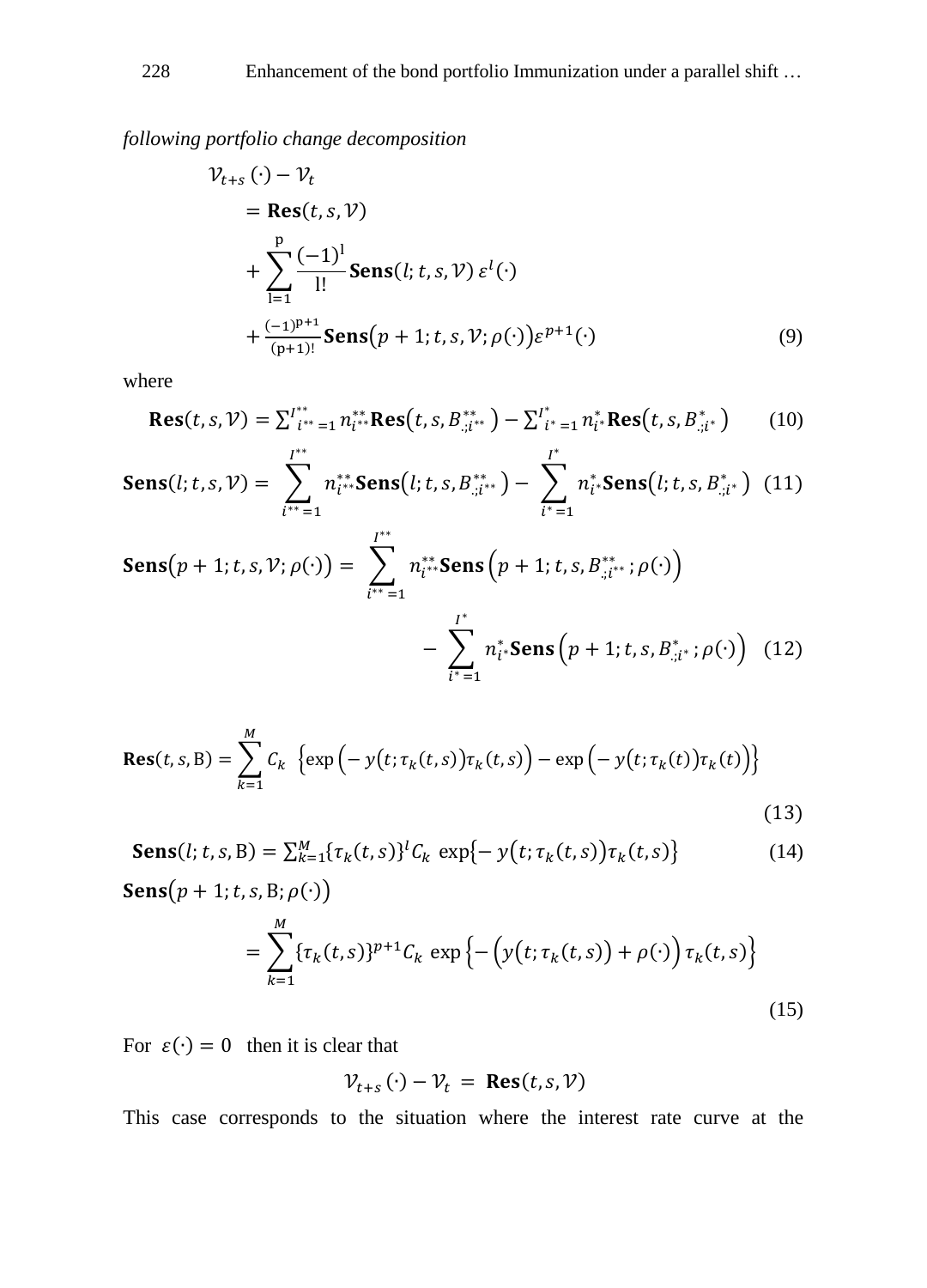*following portfolio change decomposition*

$$
\begin{aligned}
&\mathcal{V}_{t+s}(\cdot) - \mathcal{V}_t \\
&\quad = \mathbf{Res}(t, s, \mathcal{V}) \\
&\quad + \sum_{l=1}^{p} \frac{(-1)^l}{l!} \mathbf{Sens}(l; t, s, \mathcal{V})\, \varepsilon^l(\cdot) \\
&\quad + \frac{(-1)^{p+1}}{(p+1)!} \mathbf{Sens}\big(p+1; t, s, \mathcal{V}; \rho(\cdot)\big) \varepsilon^{p+1}(\cdot)
\end{aligned} \tag{9}
$$

where

$$
\mathbf{Res}(t, s, \mathcal{V}) = \sum_{i^{**}=1}^{I^{**}} n_{i^{**}}^{**} \mathbf{Res}\big(t, s, B_{.;i^{**}}^{**}\big) - \sum_{i^{*}=1}^{I^{*}} n_{i^{*}}^{*} \mathbf{Res}\big(t, s, B_{.;i^{*}}^{*}\big) \tag{10}
$$

$$
\mathbf{Sens}(l; t, s, \mathcal{V}) = \sum_{i^{**}=1}^{I^{**}} n_{i^{**}}^{**} \mathbf{Sens}\big(l; t, s, B_{.;i^{**}}^{**}\big) - \sum_{i^{*}=1}^{I^{*}} n_{i^{*}}^{*} \mathbf{Sens}\big(l; t, s, B_{.;i^{*}}^{*}\big) \tag{11}
$$

$$
\begin{aligned}
\mathbf{Sens}\big(p+1; t, s, \mathcal{V}; \rho(\cdot)\big) = &\sum_{i^{**}=1}^{I^{**}} n_{i^{**}}^{**} \mathbf{Sens}\Big(p+1; t, s, B_{.;i^{**}}^{**}; \rho(\cdot)\Big) \\
&- \sum_{i^{*}=1}^{I^{*}} n_{i^{*}}^{*} \mathbf{Sens}\Big(p+1; t, s, B_{.;i^{*}}^{*}; \rho(\cdot)\Big)
\end{aligned} \tag{12}
$$

$$
\mathbf{Res}(t, s, \mathrm{B}) = \sum_{k=1}^{M} C_k \ \Big\{\exp\Big(-y\big(t; \tau_k(t,s)\big)\tau_k(t,s)\Big) - \exp\Big(-y\big(t; \tau_k(t)\big)\tau_k(t)\Big)\Big\} \tag{13}
$$

$$
\mathbf{Sens}(l; t, s, \mathrm{B}) = \sum_{k=1}^{M} \{\tau_k(t,s)\}^l C_k \ \exp\big\{-y\big(t; \tau_k(t,s)\big)\tau_k(t,s)\big\} \tag{14}
$$

$$
\mathbf{Sens}\big(p+1; t, s, \mathrm{B}; \rho(\cdot)\big) = \sum_{k=1}^{M} \{\tau_k(t,s)\}^{p+1} C_k \ \exp\Big\{-\Big(y\big(t; \tau_k(t,s)\big) + \rho(\cdot)\Big)\tau_k(t,s)\Big\} \tag{15}
$$

For $\varepsilon(\cdot) = 0$ then it is clear that

$$
\mathcal{V}_{t+s}(\cdot) - \mathcal{V}_t = \mathbf{Res}(t, s, \mathcal{V})
$$

This case corresponds to the situation where the interest rate curve at the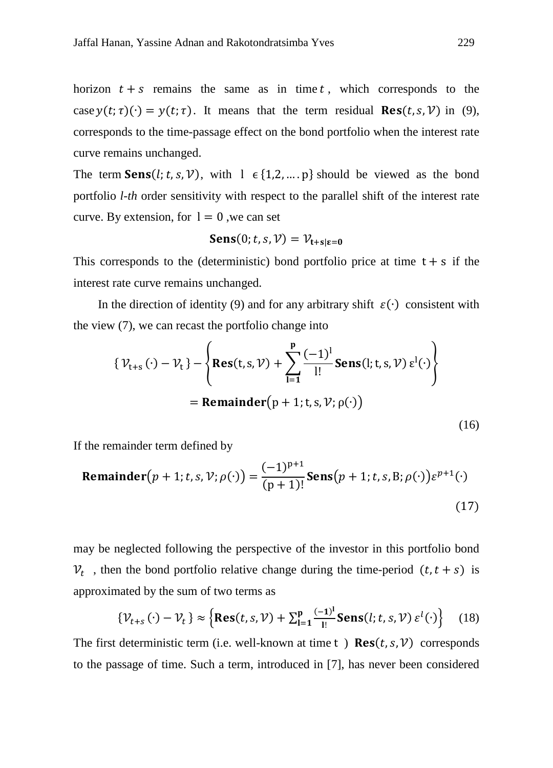horizon $t + s$ remains the same as in time $t$, which corresponds to the case $y(t;\tau)(\cdot) = y(t;\tau)$. It means that the term residual $\mathbf{Res}(t, s, \mathcal{V})$ in (9), corresponds to the time-passage effect on the bond portfolio when the interest rate curve remains unchanged.

The term $\mathbf{Sens}(l; t, s, \mathcal{V})$, with $\mathrm{l} \in \{1,2, \ldots .\mathrm{p}\}$ should be viewed as the bond portfolio *l-th* order sensitivity with respect to the parallel shift of the interest rate curve. By extension, for $\mathrm{l} = 0$ ,we can set

$$\mathbf{Sens}(0; t, s, \mathcal{V}) = \mathcal{V}_{\mathbf{t+s|\varepsilon=0}}$$

This corresponds to the (deterministic) bond portfolio price at time $\mathrm{t + s}$ if the interest rate curve remains unchanged.

In the direction of identity (9) and for any arbitrary shift $\varepsilon(\cdot)$ consistent with the view (7), we can recast the portfolio change into

$$\{ \mathcal{V}_{\mathrm{t+s}}(\cdot) - \mathcal{V}_{\mathrm{t}} \} - \left\{ \mathbf{Res}(\mathrm{t}, \mathrm{s}, \mathcal{V}) + \sum_{\mathbf{l=1}}^{\mathbf{p}} \frac{(-1)^{\mathrm{l}}}{\mathrm{l}!} \mathbf{Sens}(\mathrm{l}; \mathrm{t}, \mathrm{s}, \mathcal{V})\, \varepsilon^{\mathrm{l}}(\cdot) \right\}$$
$$= \mathbf{Remainder}\big(\mathrm{p} + 1; \mathrm{t}, \mathrm{s}, \mathcal{V}; \rho(\cdot)\big) \tag{16}$$

If the remainder term defined by

$$\mathbf{Remainder}\big(p + 1; t, s, \mathcal{V}; \rho(\cdot)\big) = \frac{(-1)^{\mathrm{p+1}}}{(\mathrm{p} + 1)!} \mathbf{Sens}\big(p + 1; t, s, \mathrm{B}; \rho(\cdot)\big) \varepsilon^{p+1}(\cdot) \tag{17}$$

may be neglected following the perspective of the investor in this portfolio bond $\mathcal{V}_t$ , then the bond portfolio relative change during the time-period $(t, t + s)$ is approximated by the sum of two terms as

$$\{\mathcal{V}_{t+s}(\cdot) - \mathcal{V}_t \} \approx \left\{ \mathbf{Res}(t, s, \mathcal{V}) + \textstyle\sum_{\mathbf{l=1}}^{\mathbf{p}} \frac{(-\mathbf{1})^{\mathbf{l}}}{\mathbf{l}!} \mathbf{Sens}(l; t, s, \mathcal{V})\, \varepsilon^{l}(\cdot) \right\} \tag{18}$$

The first deterministic term (i.e. well-known at time $\mathrm{t}$ ) $\mathbf{Res}(t, s, \mathcal{V})$ corresponds to the passage of time. Such a term, introduced in [7], has never been considered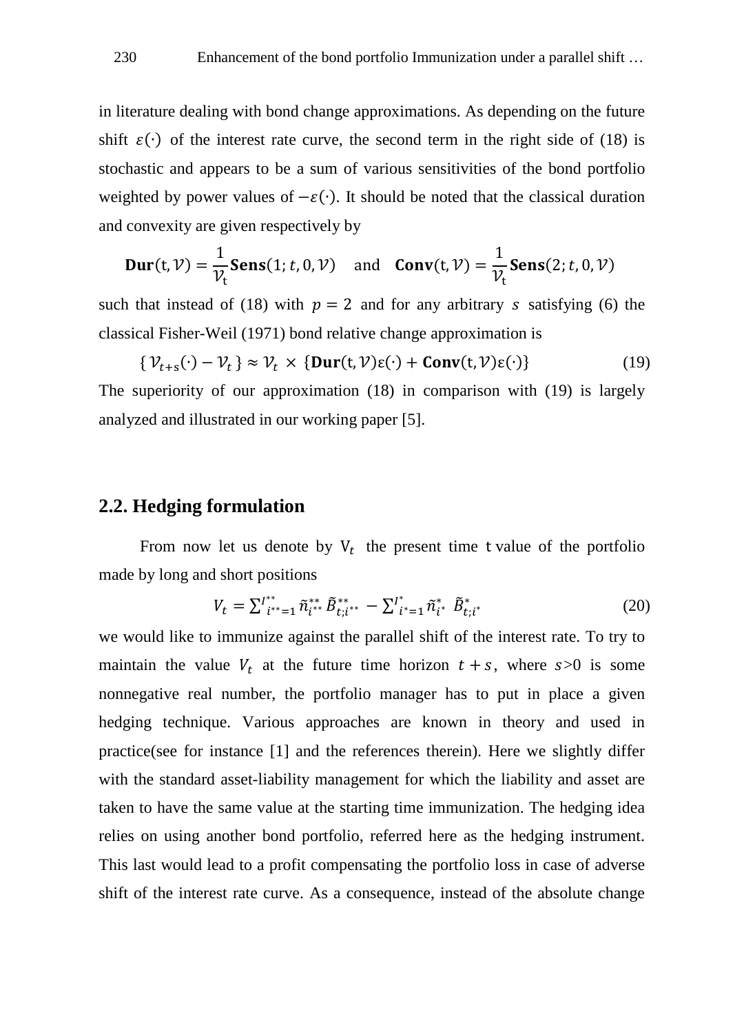in literature dealing with bond change approximations. As depending on the future shift $\varepsilon(\cdot)$ of the interest rate curve, the second term in the right side of (18) is stochastic and appears to be a sum of various sensitivities of the bond portfolio weighted by power values of $-\varepsilon(\cdot)$. It should be noted that the classical duration and convexity are given respectively by

$$\mathbf{Dur}(\mathrm{t}, \mathcal{V}) = \frac{1}{\mathcal{V}_{\mathrm{t}}}\mathbf{Sens}(1; t, 0, \mathcal{V}) \quad \text{and} \quad \mathbf{Conv}(\mathrm{t}, \mathcal{V}) = \frac{1}{\mathcal{V}_{\mathrm{t}}}\mathbf{Sens}(2; t, 0, \mathcal{V})$$

such that instead of (18) with $p = 2$ and for any arbitrary $s$ satisfying (6) the classical Fisher-Weil (1971) bond relative change approximation is

$$\{\mathcal{V}_{t+\mathrm{s}}(\cdot) - \mathcal{V}_t\} \approx \mathcal{V}_t \times \{\mathbf{Dur}(\mathrm{t}, \mathcal{V})\varepsilon(\cdot) + \mathbf{Conv}(\mathrm{t}, \mathcal{V})\varepsilon(\cdot)\} \tag{19}$$

The superiority of our approximation (18) in comparison with (19) is largely analyzed and illustrated in our working paper [5].

## 2.2. Hedging formulation

From now let us denote by $V_t$ the present time $\mathrm{t}$ value of the portfolio made by long and short positions

$$V_t = \sum_{i^{**}=1}^{I^{**}} \tilde{n}_{i^{**}}^{**} \tilde{B}_{t;i^{**}}^{**} - \sum_{i^{*}=1}^{I^{*}} \tilde{n}_{i^{*}}^{*} \tilde{B}_{t;i^{*}}^{*} \tag{20}$$

we would like to immunize against the parallel shift of the interest rate. To try to maintain the value $V_t$ at the future time horizon $t+s$, where $s>0$ is some nonnegative real number, the portfolio manager has to put in place a given hedging technique. Various approaches are known in theory and used in practice(see for instance [1] and the references therein). Here we slightly differ with the standard asset-liability management for which the liability and asset are taken to have the same value at the starting time immunization. The hedging idea relies on using another bond portfolio, referred here as the hedging instrument. This last would lead to a profit compensating the portfolio loss in case of adverse shift of the interest rate curve. As a consequence, instead of the absolute change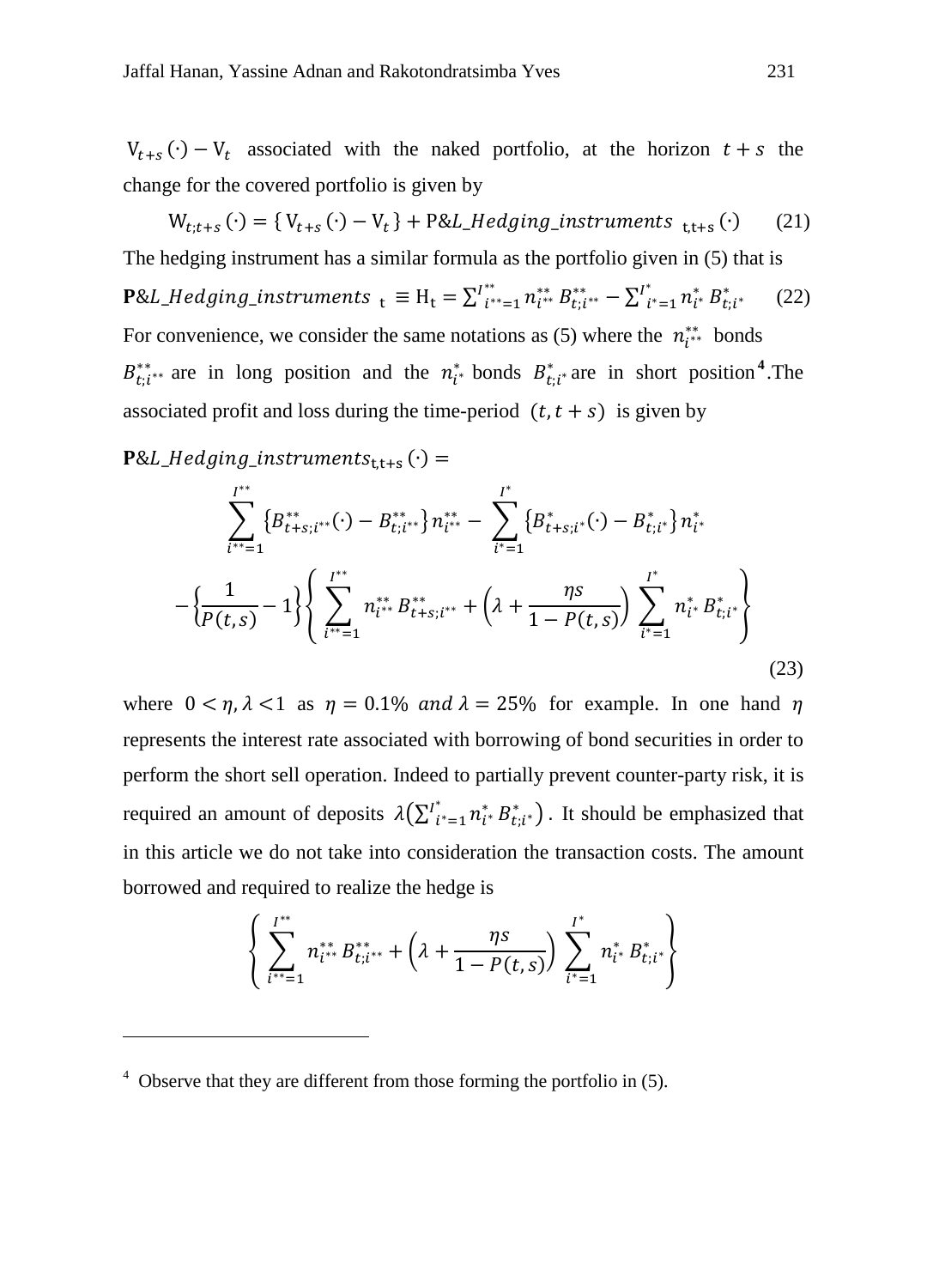$V_{t+s}(\cdot) - V_t$ associated with the naked portfolio, at the horizon $t+s$ the change for the covered portfolio is given by

$$W_{t;t+s}(\cdot) = \{V_{t+s}(\cdot) - V_t\} + \text{P\&}L\_Hedging\_instruments_{\ t,t+s}(\cdot) \qquad (21)$$

The hedging instrument has a similar formula as the portfolio given in (5) that is

$$\mathbf{P}\&L\_Hedging\_instruments_{\ t} \equiv H_t = \sum_{i^{**}=1}^{I^{**}} n_{i^{**}}^{**} B_{t;i^{**}}^{**} - \sum_{i^{*}=1}^{I^{*}} n_{i^{*}}^{*} B_{t;i^{*}}^{*} \qquad (22)$$

For convenience, we consider the same notations as (5) where the $n_{i^{**}}^{**}$ bonds $B_{t;i^{**}}^{**}$ are in long position and the $n_{i^{*}}^{*}$ bonds $B_{t;i^{*}}^{*}$ are in short position[4]. The associated profit and loss during the time-period $(t, t+s)$ is given by

$$\mathbf{P}\&L\_Hedging\_instruments_{t,t+s}(\cdot) =$$

$$\sum_{i^{**}=1}^{I^{**}} \{B_{t+s;i^{**}}^{**}(\cdot) - B_{t;i^{**}}^{**}\} n_{i^{**}}^{**} - \sum_{i^{*}=1}^{I^{*}} \{B_{t+s;i^{*}}^{*}(\cdot) - B_{t;i^{*}}^{*}\} n_{i^{*}}^{*}$$

$$- \left\{\frac{1}{P(t,s)} - 1\right\} \left\{ \sum_{i^{**}=1}^{I^{**}} n_{i^{**}}^{**} B_{t+s;i^{**}}^{**} + \left(\lambda + \frac{\eta s}{1 - P(t,s)}\right) \sum_{i^{*}=1}^{I^{*}} n_{i^{*}}^{*} B_{t;i^{*}}^{*} \right\} \qquad (23)$$

where $0 < \eta, \lambda < 1$ as $\eta = 0.1\%$ *and* $\lambda = 25\%$ for example. In one hand $\eta$ represents the interest rate associated with borrowing of bond securities in order to perform the short sell operation. Indeed to partially prevent counter-party risk, it is required an amount of deposits $\lambda\left(\sum_{i^{*}=1}^{I^{*}} n_{i^{*}}^{*} B_{t;i^{*}}^{*}\right)$. It should be emphasized that in this article we do not take into consideration the transaction costs. The amount borrowed and required to realize the hedge is

$$\left\{ \sum_{i^{**}=1}^{I^{**}} n_{i^{**}}^{**} B_{t;i^{**}}^{**} + \left(\lambda + \frac{\eta s}{1 - P(t,s)}\right) \sum_{i^{*}=1}^{I^{*}} n_{i^{*}}^{*} B_{t;i^{*}}^{*} \right\}$$

---

[4] Observe that they are different from those forming the portfolio in (5).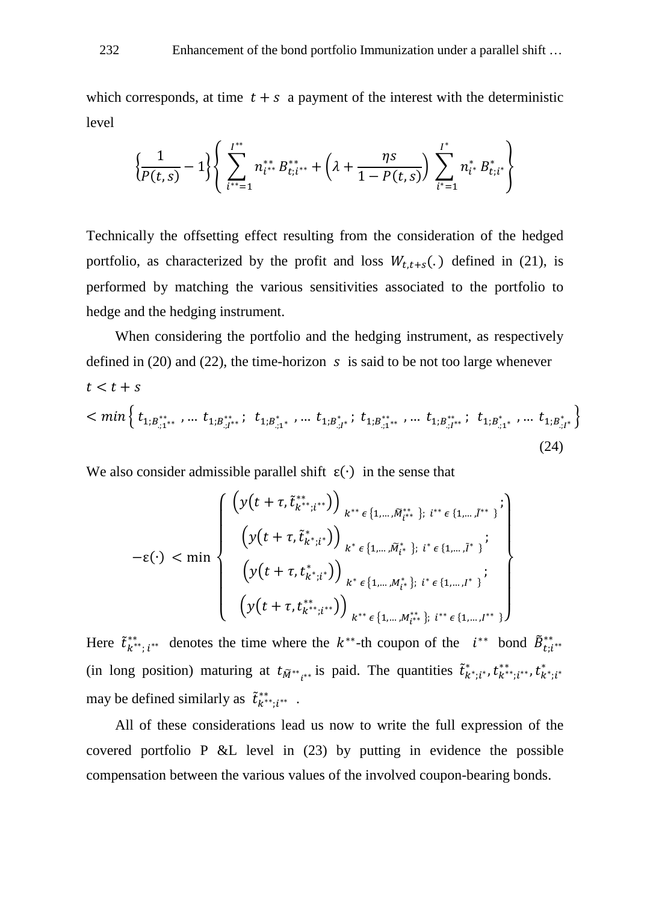which corresponds, at time $t + s$ a payment of the interest with the deterministic level

$$\left\{\frac{1}{P(t,s)} - 1\right\}\left\{\sum_{i^{**}=1}^{I^{**}} n_{i^{**}}^{**} B_{t;i^{**}}^{**} + \left(\lambda + \frac{\eta s}{1 - P(t,s)}\right) \sum_{i^{*}=1}^{I^{*}} n_{i^{*}}^{*} B_{t;i^{*}}^{*}\right\}$$

Technically the offsetting effect resulting from the consideration of the hedged portfolio, as characterized by the profit and loss $W_{t,t+s}(.)$ defined in (21), is performed by matching the various sensitivities associated to the portfolio to hedge and the hedging instrument.

When considering the portfolio and the hedging instrument, as respectively defined in (20) and (22), the time-horizon $s$ is said to be not too large whenever

$$t < t + s$$
$$< min\left\{ t_{1;B_{.;1^{**}}^{**}} , \dots\, t_{1;B_{.;I^{**}}^{**}} ;\; t_{1;B_{.;1^{*}}^{*}} , \dots\, t_{1;B_{.;I^{*}}^{*}} ;\, t_{1;B_{.;1^{**}}^{**}} , \dots\, t_{1;B_{.;I^{**}}^{**}} ;\; t_{1;B_{.;1^{*}}^{*}} , \dots\, t_{1;B_{.;I^{*}}^{*}} \right\} \tag{24}$$

We also consider admissible parallel shift $\varepsilon(\cdot)$ in the sense that

$$-\varepsilon(\cdot) < \min\left\{\begin{array}{c} \left(y\left(t+\tau, \tilde{t}_{k^{**};i^{**}}^{**}\right)\right)_{k^{**} \in \{1,\dots,\tilde{M}_{i^{**}}^{**}\};\; i^{**} \in \{1,\dots,\tilde{I}^{**}\}}; \\ \left(y\left(t+\tau, \tilde{t}_{k^{*};i^{*}}^{*}\right)\right)_{k^{*} \in \{1,\dots,\tilde{M}_{i^{*}}^{*}\};\; i^{*} \in \{1,\dots,\tilde{I}^{*}\}}; \\ \left(y\left(t+\tau, t_{k^{*};i^{*}}^{*}\right)\right)_{k^{*} \in \{1,\dots,M_{i^{*}}^{*}\};\; i^{*} \in \{1,\dots,I^{*}\}}; \\ \left(y\left(t+\tau, t_{k^{**};i^{**}}^{**}\right)\right)_{k^{**} \in \{1,\dots,M_{i^{**}}^{**}\};\; i^{**} \in \{1,\dots,I^{**}\}} \end{array}\right\}$$

Here $\tilde{t}_{k^{**};i^{**}}^{**}$ denotes the time where the $k^{**}$-th coupon of the $i^{**}$ bond $\tilde{B}_{t;i^{**}}^{**}$ (in long position) maturing at $t_{\tilde{M}^{**}{}_{i^{**}}}$ is paid. The quantities $\tilde{t}_{k^{*};i^{*}}^{*}, t_{k^{**};i^{**}}^{**}, t_{k^{*};i^{*}}^{*}$ may be defined similarly as $\tilde{t}_{k^{**};i^{**}}^{**}$ .

All of these considerations lead us now to write the full expression of the covered portfolio P &L level in (23) by putting in evidence the possible compensation between the various values of the involved coupon-bearing bonds.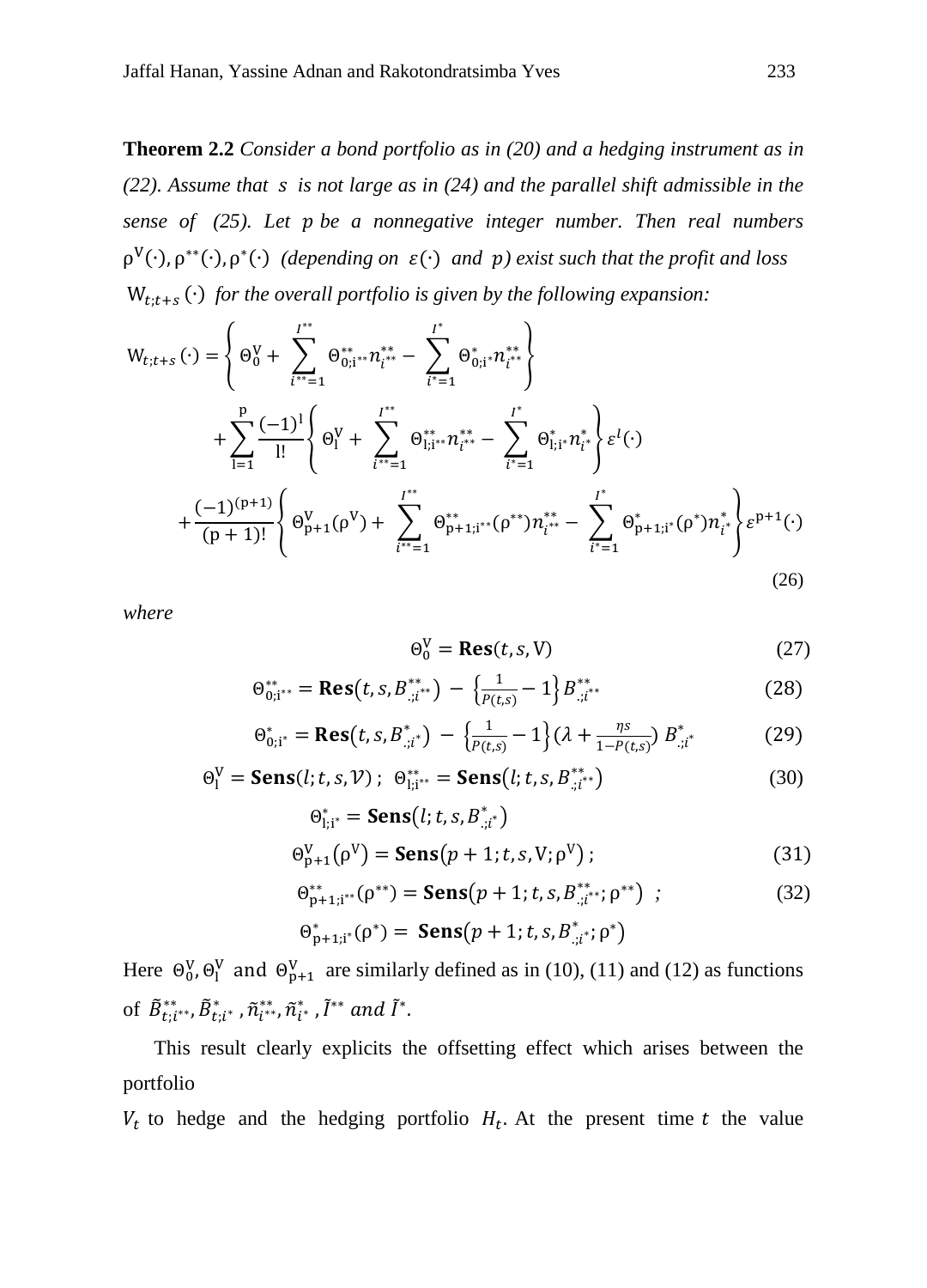**Theorem 2.2** *Consider a bond portfolio as in (20) and a hedging instrument as in (22). Assume that* $s$ *is not large as in (24) and the parallel shift admissible in the sense of (25). Let* $p$ *be a nonnegative integer number. Then real numbers* $\rho^{V}(\cdot), \rho^{**}(\cdot), \rho^{*}(\cdot)$ *(depending on* $\varepsilon(\cdot)$ *and* $p$*) exist such that the profit and loss* $W_{t;t+s}(\cdot)$ *for the overall portfolio is given by the following expansion:*

$$
\begin{aligned}
W_{t;t+s}(\cdot) = & \left\{ \Theta_0^{V} + \sum_{i^{**}=1}^{I^{**}} \Theta_{0;i^{**}}^{**} n_{i^{**}}^{**} - \sum_{i^{*}=1}^{I^{*}} \Theta_{0;i^{*}}^{*} n_{i^{**}}^{**} \right\} \\
& + \sum_{l=1}^{p} \frac{(-1)^{l}}{l!} \left\{ \Theta_l^{V} + \sum_{i^{**}=1}^{I^{**}} \Theta_{l;i^{**}}^{**} n_{i^{**}}^{**} - \sum_{i^{*}=1}^{I^{*}} \Theta_{l;i^{*}}^{*} n_{i^{*}}^{*} \right\} \varepsilon^{l}(\cdot) \\
& + \frac{(-1)^{(p+1)}}{(p+1)!} \left\{ \Theta_{p+1}^{V}(\rho^{V}) + \sum_{i^{**}=1}^{I^{**}} \Theta_{p+1;i^{**}}^{**}(\rho^{**}) n_{i^{**}}^{**} - \sum_{i^{*}=1}^{I^{*}} \Theta_{p+1;i^{*}}^{*}(\rho^{*}) n_{i^{*}}^{*} \right\} \varepsilon^{p+1}(\cdot)
\end{aligned}
\tag{26}
$$

*where*

$$\Theta_0^{V} = \mathbf{Res}(t, s, V) \tag{27}$$

$$\Theta_{0;i^{**}}^{**} = \mathbf{Res}\left(t, s, B_{.;i^{**}}^{**}\right) - \left\{\frac{1}{P(t,s)} - 1\right\} B_{.;i^{**}}^{**} \tag{28}$$

$$\Theta_{0;i^{*}}^{*} = \mathbf{Res}\left(t, s, B_{.;i^{*}}^{*}\right) - \left\{\frac{1}{P(t,s)} - 1\right\} \left(\lambda + \frac{\eta s}{1 - P(t,s)}\right) B_{.;i^{*}}^{*} \tag{29}$$

$$\Theta_{l}^{V} = \mathbf{Sens}(l; t, s, \mathcal{V}) \; ; \; \Theta_{l;i^{**}}^{**} = \mathbf{Sens}\left(l; t, s, B_{.;i^{**}}^{**}\right) \tag{30}$$

$$\Theta_{l;i^{*}}^{*} = \mathbf{Sens}\left(l; t, s, B_{.;i^{*}}^{*}\right)$$

$$\Theta_{p+1}^{V}\left(\rho^{V}\right) = \mathbf{Sens}\left(p+1; t, s, V; \rho^{V}\right) ; \tag{31}$$

$$\Theta_{p+1;i^{**}}^{**}(\rho^{**}) = \mathbf{Sens}\left(p+1; t, s, B_{.;i^{**}}^{**}; \rho^{**}\right) \; ; \tag{32}$$

$$\Theta_{p+1;i^{*}}^{*}(\rho^{*}) = \mathbf{Sens}\left(p+1; t, s, B_{.;i^{*}}^{*}; \rho^{*}\right)$$

Here $\Theta_0^{V}, \Theta_l^{V}$ and $\Theta_{p+1}^{V}$ are similarly defined as in (10), (11) and (12) as functions of $\tilde{B}_{t;i^{**}}^{**}, \tilde{B}_{t;i^{*}}^{*}, \tilde{n}_{i^{**}}^{**}, \tilde{n}_{i^{*}}^{*}, \tilde{I}^{**}$ *and* $\tilde{I}^{*}$.

This result clearly explicits the offsetting effect which arises between the portfolio

$V_t$ to hedge and the hedging portfolio $H_t$. At the present time $t$ the value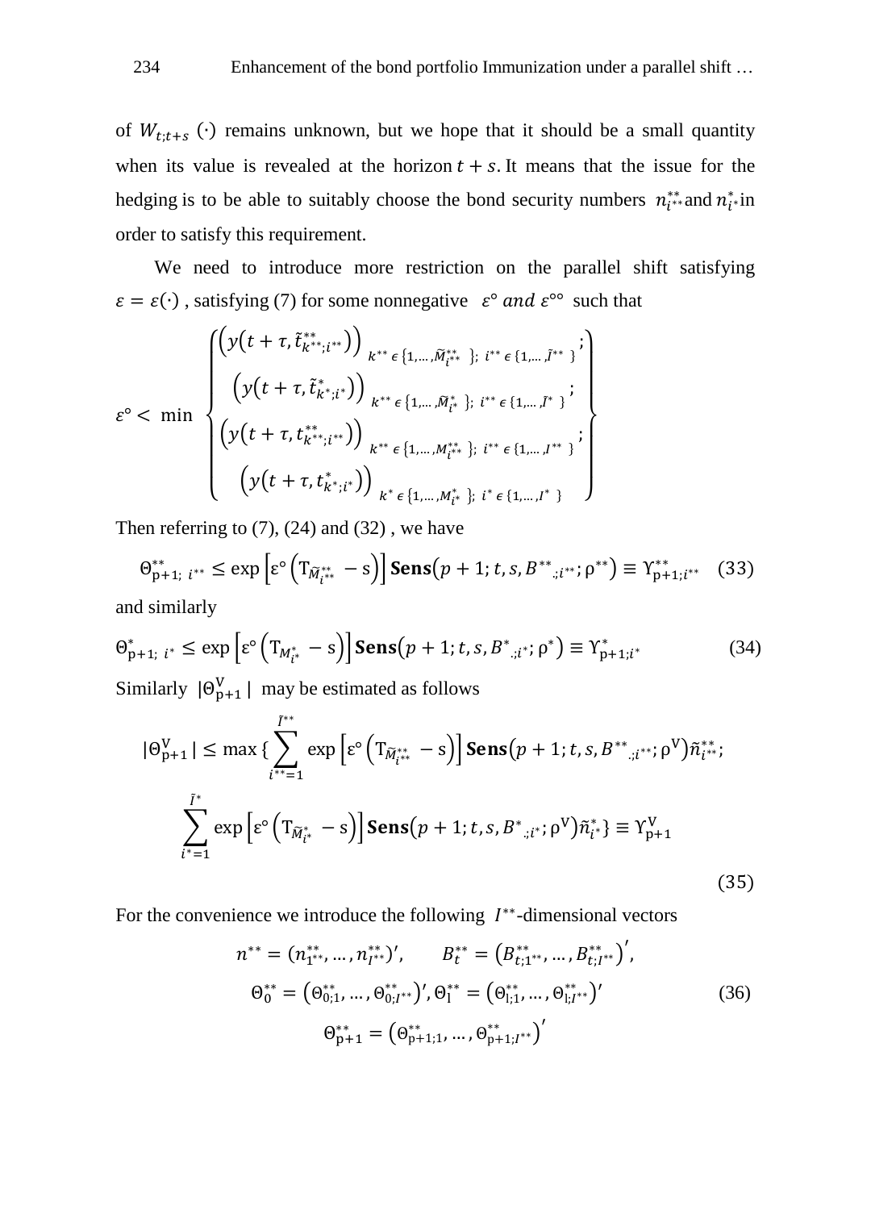of $W_{t;t+s}(\cdot)$ remains unknown, but we hope that it should be a small quantity when its value is revealed at the horizon $t+s$. It means that the issue for the hedging is to be able to suitably choose the bond security numbers $n^{**}_{i^{**}}$ and $n^{*}_{i^{*}}$ in order to satisfy this requirement.

We need to introduce more restriction on the parallel shift satisfying $\varepsilon = \varepsilon(\cdot)$, satisfying (7) for some nonnegative $\varepsilon^{\circ}$ and $\varepsilon^{\circ\circ}$ such that

$$\varepsilon^{\circ} < \min \left\{ \begin{matrix} \left(y\left(t+\tau, \tilde{t}^{**}_{k^{**};i^{**}}\right)\right)_{k^{**} \in \{1,\dots,\tilde{M}^{**}_{i^{**}}\};\ i^{**} \in \{1,\dots,\tilde{I}^{**}\}}; \\ \left(y\left(t+\tau, \tilde{t}^{*}_{k^{*};i^{*}}\right)\right)_{k^{**} \in \{1,\dots,\tilde{M}^{*}_{i^{*}}\};\ i^{**} \in \{1,\dots,\tilde{I}^{*}\}}; \\ \left(y\left(t+\tau, t^{**}_{k^{**};i^{**}}\right)\right)_{k^{**} \in \{1,\dots,M^{**}_{i^{**}}\};\ i^{**} \in \{1,\dots,I^{**}\}}; \\ \left(y\left(t+\tau, t^{*}_{k^{*};i^{*}}\right)\right)_{k^{*} \in \{1,\dots,M^{*}_{i^{*}}\};\ i^{*} \in \{1,\dots,I^{*}\}} \end{matrix} \right\}$$

Then referring to (7), (24) and (32), we have

$$\Theta^{**}_{p+1;\ i^{**}} \leq \exp\left[\varepsilon^{\circ}\left(T_{\tilde{M}^{**}_{i^{**}}} - s\right)\right] \mathbf{Sens}\left(p+1; t, s, B^{**}_{\cdot;i^{**}}; \rho^{**}\right) \equiv \Upsilon^{**}_{p+1;i^{**}} \quad (33)$$

and similarly

$$\Theta^{*}_{p+1;\ i^{*}} \leq \exp\left[\varepsilon^{\circ}\left(T_{M^{*}_{i^{*}}} - s\right)\right] \mathbf{Sens}\left(p+1; t, s, B^{*}_{\cdot;i^{*}}; \rho^{*}\right) \equiv \Upsilon^{*}_{p+1;i^{*}} \quad (34)$$

Similarly $|\Theta^{V}_{p+1}|$ may be estimated as follows

$$|\Theta^{V}_{p+1}| \leq \max\{\sum_{i^{**}=1}^{\tilde{I}^{**}} \exp\left[\varepsilon^{\circ}\left(T_{\tilde{M}^{**}_{i^{**}}} - s\right)\right] \mathbf{Sens}\left(p+1; t, s, B^{**}_{\cdot;i^{**}}; \rho^{V}\right)\tilde{n}^{**}_{i^{**}};$$
$$\sum_{i^{*}=1}^{\tilde{I}^{*}} \exp\left[\varepsilon^{\circ}\left(T_{\tilde{M}^{*}_{i^{*}}} - s\right)\right] \mathbf{Sens}\left(p+1; t, s, B^{*}_{\cdot;i^{*}}; \rho^{V}\right)\tilde{n}^{*}_{i^{*}}\} \equiv \Upsilon^{V}_{p+1} \quad (35)$$

For the convenience we introduce the following $I^{**}$-dimensional vectors

$$n^{**} = (n^{**}_{1^{**}}, \dots, n^{**}_{I^{**}})', \qquad B^{**}_{t} = \left(B^{**}_{t;1^{**}}, \dots, B^{**}_{t;I^{**}}\right)',$$
$$\Theta^{**}_{0} = \left(\Theta^{**}_{0;1}, \dots, \Theta^{**}_{0;I^{**}}\right)', \Theta^{**}_{l} = \left(\Theta^{**}_{l;1}, \dots, \Theta^{**}_{l;I^{**}}\right)' \quad (36)$$
$$\Theta^{**}_{p+1} = \left(\Theta^{**}_{p+1;1}, \dots, \Theta^{**}_{p+1;I^{**}}\right)'$$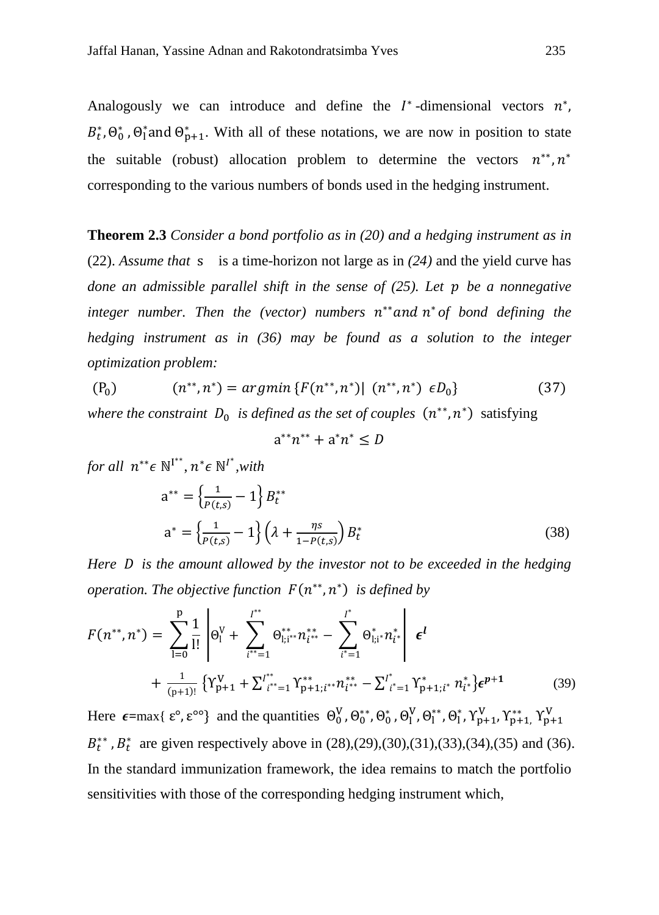Analogously we can introduce and define the $I^*$-dimensional vectors $n^*$, $B_t^*, \Theta_0^*, \Theta_l^*$ and $\Theta_{p+1}^*$. With all of these notations, we are now in position to state the suitable (robust) allocation problem to determine the vectors $n^{**}, n^*$ corresponding to the various numbers of bonds used in the hedging instrument.

**Theorem 2.3** *Consider a bond portfolio as in (20) and a hedging instrument as in* (22). *Assume that* $s$ is a time-horizon not large as in *(24)* and the yield curve has *done an admissible parallel shift in the sense of (25). Let* $p$ *be a nonnegative integer number. Then the (vector) numbers* $n^{**}$ *and* $n^*$ *of bond defining the hedging instrument as in (36) may be found as a solution to the integer optimization problem:*

$$(\mathrm{P}_0) \qquad (n^{**}, n^*) = argmin\,\{F(n^{**}, n^*) |\ (n^{**}, n^*)\ \epsilon D_0\} \qquad (37)$$

*where the constraint* $D_0$ *is defined as the set of couples* $(n^{**}, n^*)$ satisfying

$$\mathrm{a}^{**} n^{**} + \mathrm{a}^* n^* \leq D$$

*for all* $n^{**} \epsilon\, \mathbb{N}^{I^{**}}, n^* \epsilon\, \mathbb{N}^{I^*}$,*with*

$$\mathrm{a}^{**} = \left\{\frac{1}{P(t,s)} - 1\right\} B_t^{**}$$

$$\mathrm{a}^* = \left\{\frac{1}{P(t,s)} - 1\right\} \left(\lambda + \frac{\eta s}{1 - P(t,s)}\right) B_t^* \qquad (38)$$

*Here* $D$ *is the amount allowed by the investor not to be exceeded in the hedging operation. The objective function* $F(n^{**}, n^*)$ *is defined by*

$$F(n^{**}, n^*) = \sum_{l=0}^{p} \frac{1}{l!} \left| \Theta_l^V + \sum_{i^{**}=1}^{I^{**}} \Theta_{l;i^{**}}^{**} n_{i^{**}}^{**} - \sum_{i^*=1}^{I^*} \Theta_{l;i^*}^* n_{i^*}^* \right| \boldsymbol{\epsilon}^{\boldsymbol{l}}$$
$$+ \frac{1}{(p+1)!} \left\{ \Upsilon_{p+1}^V + \sum_{i^{**}=1}^{I^{**}} \Upsilon_{p+1;i^{**}}^{**} n_{i^{**}}^{**} - \sum_{i^*=1}^{I^*} \Upsilon_{p+1;i^*}^* n_{i^*}^* \right\} \boldsymbol{\epsilon}^{\boldsymbol{p+1}} \qquad (39)$$

Here $\boldsymbol{\epsilon}$=max$\{\varepsilon^\circ, \varepsilon^{\circ\circ}\}$ and the quantities $\Theta_0^V, \Theta_0^{**}, \Theta_0^*, \Theta_l^V, \Theta_l^{**}, \Theta_l^*, \Upsilon_{p+1}^V, \Upsilon_{p+1}^{**}, \Upsilon_{p+1}^V$ $B_t^{**}, B_t^*$ are given respectively above in (28),(29),(30),(31),(33),(34),(35) and (36). In the standard immunization framework, the idea remains to match the portfolio sensitivities with those of the corresponding hedging instrument which,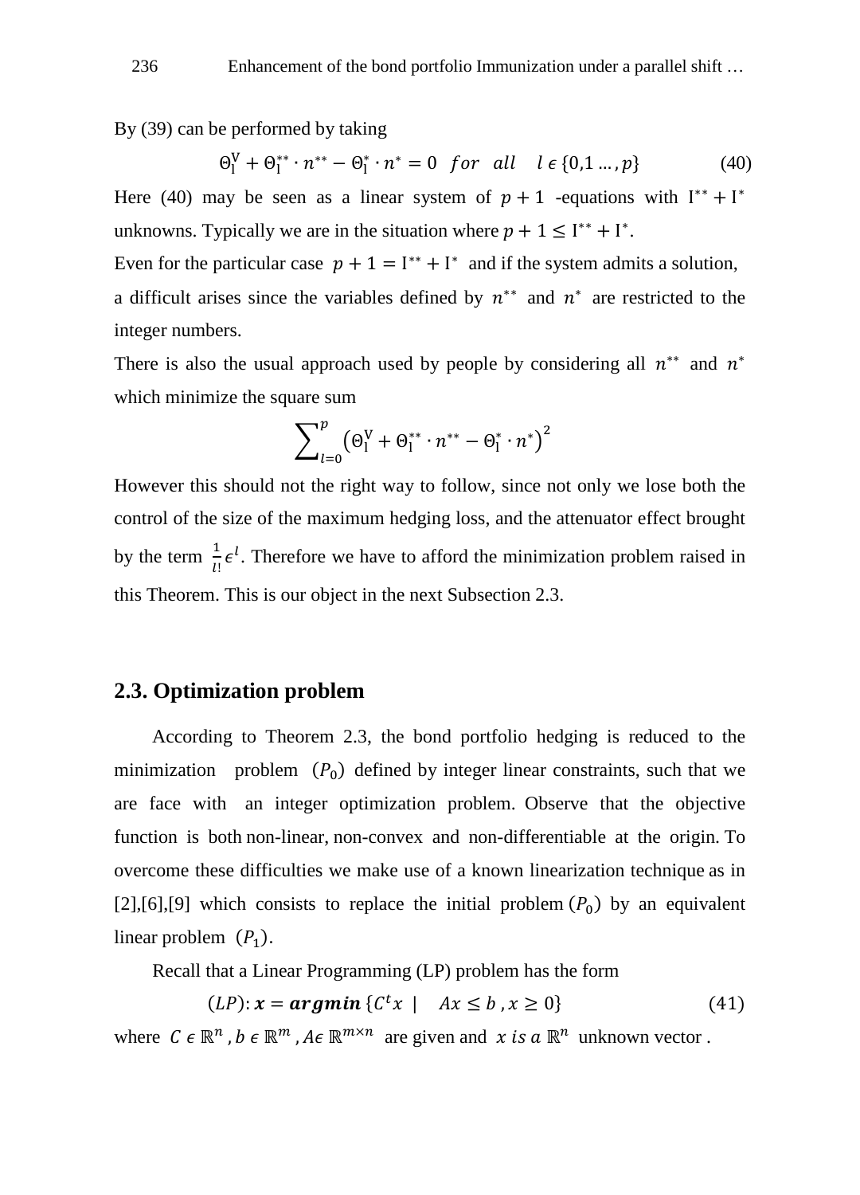By (39) can be performed by taking

$$\Theta_l^V + \Theta_l^{**} \cdot n^{**} - \Theta_l^{*} \cdot n^{*} = 0 \quad for \quad all \quad l \in \{0,1 \ldots, p\} \tag{40}$$

Here (40) may be seen as a linear system of $p+1$ -equations with $I^{**} + I^{*}$ unknowns. Typically we are in the situation where $p+1 \leq I^{**} + I^{*}$.

Even for the particular case $p+1 = I^{**} + I^{*}$ and if the system admits a solution, a difficult arises since the variables defined by $n^{**}$ and $n^{*}$ are restricted to the integer numbers.

There is also the usual approach used by people by considering all $n^{**}$ and $n^{*}$ which minimize the square sum

$$\sum_{l=0}^{p} \left(\Theta_l^V + \Theta_l^{**} \cdot n^{**} - \Theta_l^{*} \cdot n^{*}\right)^2$$

However this should not the right way to follow, since not only we lose both the control of the size of the maximum hedging loss, and the attenuator effect brought by the term $\frac{1}{l!}\epsilon^l$. Therefore we have to afford the minimization problem raised in this Theorem. This is our object in the next Subsection 2.3.

## 2.3. Optimization problem

According to Theorem 2.3, the bond portfolio hedging is reduced to the minimization problem $(P_0)$ defined by integer linear constraints, such that we are face with an integer optimization problem. Observe that the objective function is both non-linear, non-convex and non-differentiable at the origin. To overcome these difficulties we make use of a known linearization technique as in [2],[6],[9] which consists to replace the initial problem $(P_0)$ by an equivalent linear problem $(P_1)$.

Recall that a Linear Programming (LP) problem has the form

$$(LP): \boldsymbol{x} = \boldsymbol{argmin} \{C^t x \mid \quad Ax \leq b \, , x \geq 0\} \tag{41}$$

where $C \in \mathbb{R}^n$ , $b \in \mathbb{R}^m$ , $A \in \mathbb{R}^{m \times n}$ are given and $x \; is \; a \; \mathbb{R}^n$ unknown vector .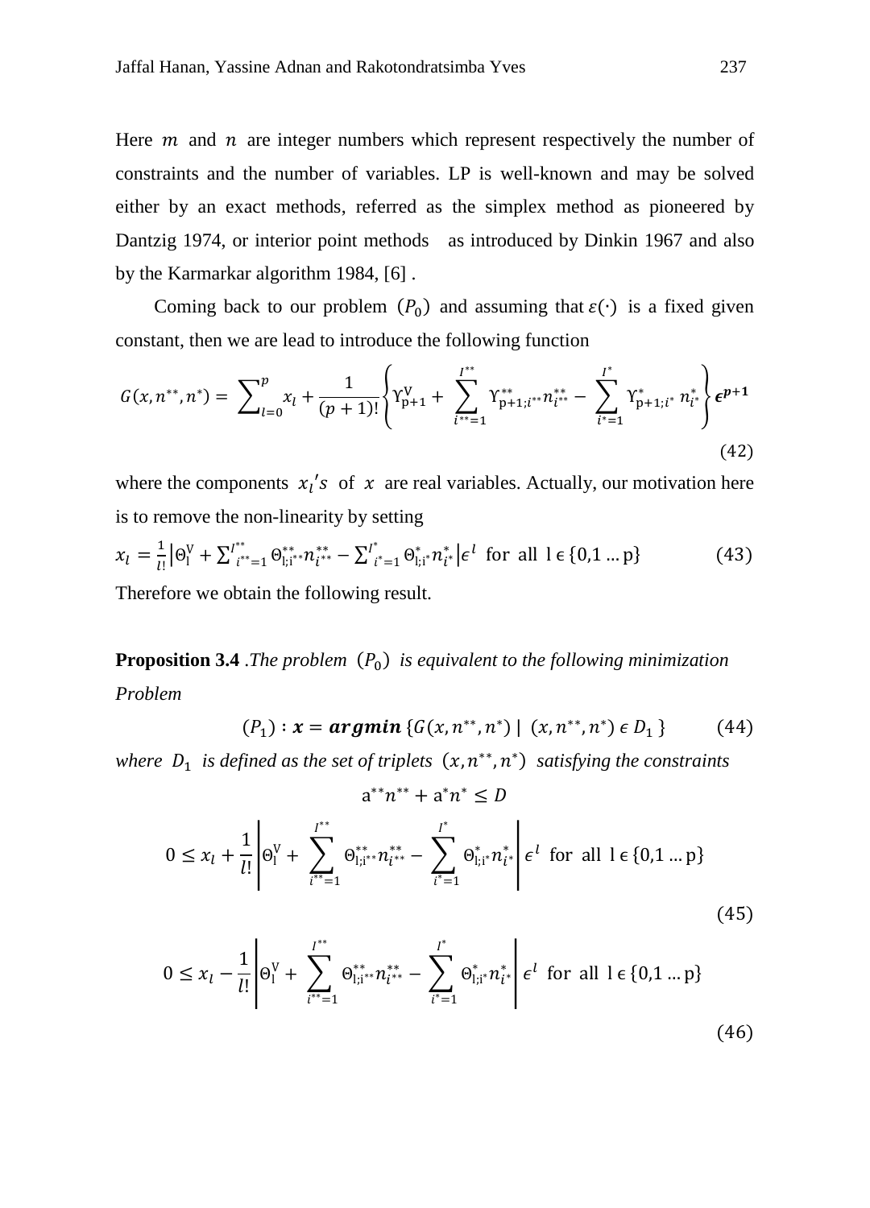Here $m$ and $n$ are integer numbers which represent respectively the number of constraints and the number of variables. LP is well-known and may be solved either by an exact methods, referred as the simplex method as pioneered by Dantzig 1974, or interior point methods as introduced by Dinkin 1967 and also by the Karmarkar algorithm 1984, [6] .

Coming back to our problem $(P_0)$ and assuming that $\varepsilon(\cdot)$ is a fixed given constant, then we are lead to introduce the following function

$$G(x, n^{**}, n^*) = \sum_{l=0}^{p} x_l + \frac{1}{(p+1)!}\left\{\Upsilon_{p+1}^{V} + \sum_{i^{**}=1}^{I^{**}} \Upsilon_{p+1;i^{**}}^{**} n_{i^{**}}^{**} - \sum_{i^*=1}^{I^*} \Upsilon_{p+1;i^*}^{*}\, n_{i^*}^{*}\right\} \boldsymbol{\epsilon^{p+1}} \tag{42}$$

where the components $x_l's$ of $x$ are real variables. Actually, our motivation here is to remove the non-linearity by setting

$$x_l = \frac{1}{l!}\left|\Theta_l^{V} + \sum_{i^{**}=1}^{I^{**}} \Theta_{l;i^{**}}^{**} n_{i^{**}}^{**} - \sum_{i^*=1}^{I^*} \Theta_{l;i^*}^{*} n_{i^*}^{*}\right|\epsilon^l \text{ for all } l \in \{0,1 \ldots p\} \tag{43}$$

Therefore we obtain the following result.

**Proposition 3.4** .*The problem* $(P_0)$ *is equivalent to the following minimization Problem*

$$(P_1) : \boldsymbol{x} = \boldsymbol{argmin}\,\{G(x, n^{**}, n^*) \mid (x, n^{**}, n^*) \in D_1\} \tag{44}$$

*where* $D_1$ *is defined as the set of triplets* $(x, n^{**}, n^*)$ *satisfying the constraints*

$$a^{**} n^{**} + a^{*} n^{*} \leq D$$

$$0 \leq x_l + \frac{1}{l!}\left|\Theta_l^{V} + \sum_{i^{**}=1}^{I^{**}} \Theta_{l;i^{**}}^{**} n_{i^{**}}^{**} - \sum_{i^*=1}^{I^*} \Theta_{l;i^*}^{*} n_{i^*}^{*}\right|\epsilon^l \text{ for all } l \in \{0,1 \ldots p\} \tag{45}$$

$$0 \leq x_l - \frac{1}{l!}\left|\Theta_l^{V} + \sum_{i^{**}=1}^{I^{**}} \Theta_{l;i^{**}}^{**} n_{i^{**}}^{**} - \sum_{i^*=1}^{I^*} \Theta_{l;i^*}^{*} n_{i^*}^{*}\right|\epsilon^l \text{ for all } l \in \{0,1 \ldots p\} \tag{46}$$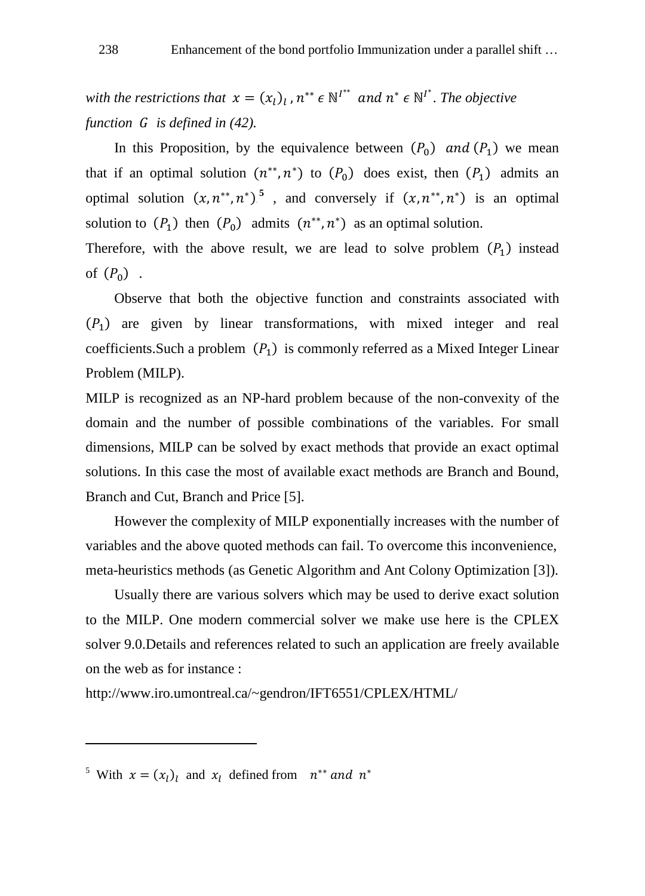*with the restrictions that* $x = (x_l)_l$ , $n^{**} \epsilon \mathbb{N}^{I^{**}}$ *and* $n^* \epsilon \mathbb{N}^{I^*}$. *The objective function* $G$ *is defined in (42).*

In this Proposition, by the equivalence between $(P_0)$ *and* $(P_1)$ we mean that if an optimal solution $(n^{**}, n^*)$ to $(P_0)$ does exist, then $(P_1)$ admits an optimal solution $(x, n^{**}, n^*)$ [5] , and conversely if $(x, n^{**}, n^*)$ is an optimal solution to $(P_1)$ then $(P_0)$ admits $(n^{**}, n^*)$ as an optimal solution.

Therefore, with the above result, we are lead to solve problem $(P_1)$ instead of $(P_0)$ .

Observe that both the objective function and constraints associated with $(P_1)$ are given by linear transformations, with mixed integer and real coefficients.Such a problem $(P_1)$ is commonly referred as a Mixed Integer Linear Problem (MILP).

MILP is recognized as an NP-hard problem because of the non-convexity of the domain and the number of possible combinations of the variables. For small dimensions, MILP can be solved by exact methods that provide an exact optimal solutions. In this case the most of available exact methods are Branch and Bound, Branch and Cut, Branch and Price [5].

However the complexity of MILP exponentially increases with the number of variables and the above quoted methods can fail. To overcome this inconvenience, meta-heuristics methods (as Genetic Algorithm and Ant Colony Optimization [3]).

Usually there are various solvers which may be used to derive exact solution to the MILP. One modern commercial solver we make use here is the CPLEX solver 9.0.Details and references related to such an application are freely available on the web as for instance :

http://www.iro.umontreal.ca/~gendron/IFT6551/CPLEX/HTML/

---

[5] With $x = (x_l)_l$ and $x_l$ defined from $n^{**}$ *and* $n^*$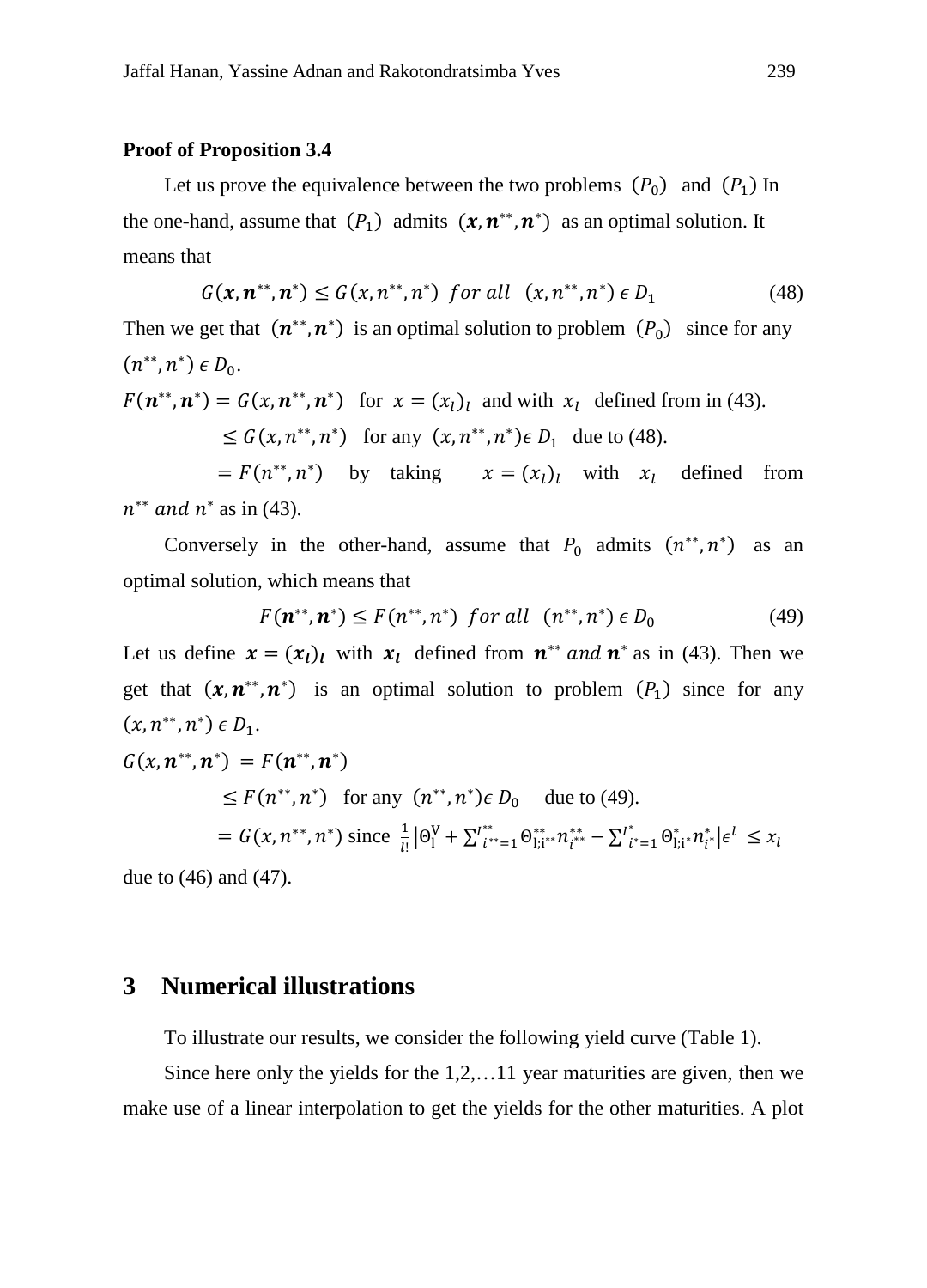**Proof of Proposition 3.4**

Let us prove the equivalence between the two problems $(P_0)$ and $(P_1)$ In the one-hand, assume that $(P_1)$ admits $(\boldsymbol{x}, \boldsymbol{n}^{**}, \boldsymbol{n}^{*})$ as an optimal solution. It means that

$$G(\boldsymbol{x}, \boldsymbol{n}^{**}, \boldsymbol{n}^{*}) \leq G(x, n^{**}, n^{*}) \ \ for\ all \ \ (x, n^{**}, n^{*}) \in D_1 \tag{48}$$

Then we get that $(\boldsymbol{n}^{**}, \boldsymbol{n}^{*})$ is an optimal solution to problem $(P_0)$ since for any $(n^{**}, n^{*}) \in D_0$.

$F(\boldsymbol{n}^{**}, \boldsymbol{n}^{*}) = G(x, \boldsymbol{n}^{**}, \boldsymbol{n}^{*})$ for $x = (x_l)_l$ and with $x_l$ defined from in (43).

$\leq G(x, n^{**}, n^{*})$ for any $(x, n^{**}, n^{*}) \in D_1$ due to (48).

$= F(n^{**}, n^{*})$ by taking $x = (x_l)_l$ with $x_l$ defined from $n^{**}$ $and$ $n^{*}$ as in (43).

Conversely in the other-hand, assume that $P_0$ admits $(n^{**}, n^{*})$ as an optimal solution, which means that

$$F(\boldsymbol{n}^{**}, \boldsymbol{n}^{*}) \leq F(n^{**}, n^{*}) \ \ for\ all \ \ (n^{**}, n^{*}) \in D_0 \tag{49}$$

Let us define $\boldsymbol{x} = (\boldsymbol{x}_l)_l$ with $\boldsymbol{x}_l$ defined from $\boldsymbol{n}^{**}$ $and$ $\boldsymbol{n}^{*}$ as in (43). Then we get that $(\boldsymbol{x}, \boldsymbol{n}^{**}, \boldsymbol{n}^{*})$ is an optimal solution to problem $(P_1)$ since for any $(x, n^{**}, n^{*}) \in D_1$.

$G(x, \boldsymbol{n}^{**}, \boldsymbol{n}^{*}) = F(\boldsymbol{n}^{**}, \boldsymbol{n}^{*})$

$\leq F(n^{**}, n^{*})$ for any $(n^{**}, n^{*}) \in D_0$ due to (49).

$= G(x, n^{**}, n^{*})$ since $\frac{1}{l!}\left|\Theta_l^{V} + \sum_{i^{**}=1}^{I^{**}} \Theta_{l;i^{**}}^{**} n_{i^{**}}^{**} - \sum_{i^{*}=1}^{I^{*}} \Theta_{l;i^{*}}^{*} n_{i^{*}}^{*}\right| \epsilon^{l} \leq x_l$

due to (46) and (47).

## 3 Numerical illustrations

To illustrate our results, we consider the following yield curve (Table 1).

Since here only the yields for the 1,2,…11 year maturities are given, then we make use of a linear interpolation to get the yields for the other maturities. A plot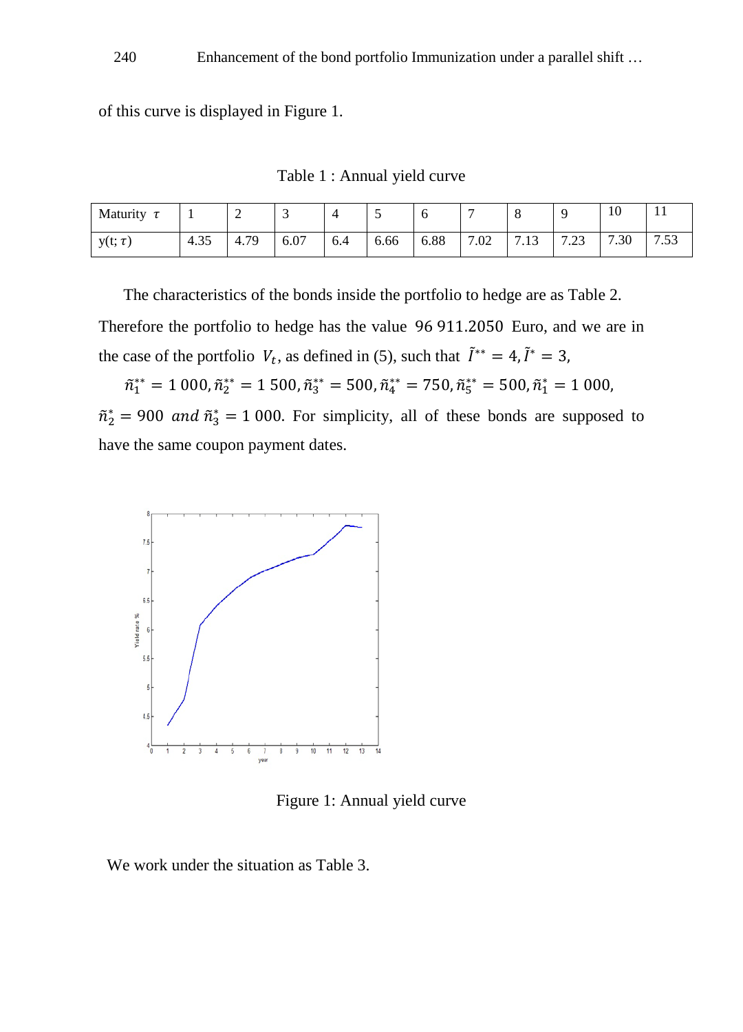of this curve is displayed in Figure 1.

Table 1 : Annual yield curve

| Maturity $\tau$ | 1 | 2 | 3 | 4 | 5 | 6 | 7 | 8 | 9 | 10 | 11 |
|---|---|---|---|---|---|---|---|---|---|---|---|
| y(t; $\tau$) | 4.35 | 4.79 | 6.07 | 6.4 | 6.66 | 6.88 | 7.02 | 7.13 | 7.23 | 7.30 | 7.53 |

The characteristics of the bonds inside the portfolio to hedge are as Table 2. Therefore the portfolio to hedge has the value $96\,911.2050$ Euro, and we are in the case of the portfolio $V_t$, as defined in (5), such that $\tilde{I}^{**} = 4, \tilde{I}^{*} = 3$,

$\tilde{n}_1^{**} = 1\,000, \tilde{n}_2^{**} = 1\,500, \tilde{n}_3^{**} = 500, \tilde{n}_4^{**} = 750, \tilde{n}_5^{**} = 500, \tilde{n}_1^{*} = 1\,000$, $\tilde{n}_2^{*} = 900$ *and* $\tilde{n}_3^{*} = 1\,000$. For simplicity, all of these bonds are supposed to have the same coupon payment dates.

Figure 1: Annual yield curve

We work under the situation as Table 3.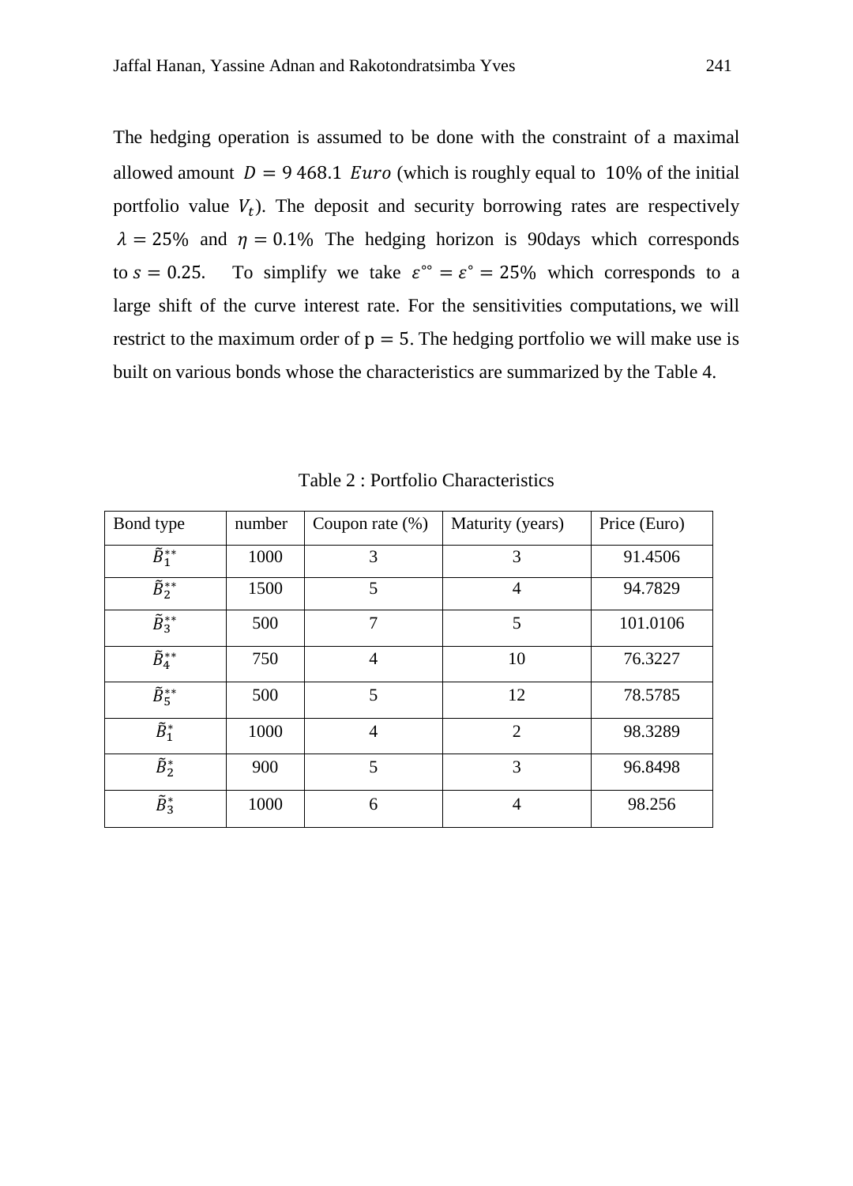The hedging operation is assumed to be done with the constraint of a maximal allowed amount $D = 9\,468.1\ Euro$ (which is roughly equal to 10% of the initial portfolio value $V_t$). The deposit and security borrowing rates are respectively $\lambda = 25\%$ and $\eta = 0.1\%$ The hedging horizon is 90days which corresponds to $s = 0.25$. To simplify we take $\varepsilon^{\circ\circ} = \varepsilon^{\circ} = 25\%$ which corresponds to a large shift of the curve interest rate. For the sensitivities computations, we will restrict to the maximum order of $\mathrm{p} = 5$. The hedging portfolio we will make use is built on various bonds whose the characteristics are summarized by the Table 4.

Table 2 : Portfolio Characteristics

| Bond type | number | Coupon rate (%) | Maturity (years) | Price (Euro) |
|---|---|---|---|---|
| $\tilde{B}_1^{**}$ | 1000 | 3 | 3 | 91.4506 |
| $\tilde{B}_2^{**}$ | 1500 | 5 | 4 | 94.7829 |
| $\tilde{B}_3^{**}$ | 500 | 7 | 5 | 101.0106 |
| $\tilde{B}_4^{**}$ | 750 | 4 | 10 | 76.3227 |
| $\tilde{B}_5^{**}$ | 500 | 5 | 12 | 78.5785 |
| $\tilde{B}_1^{*}$ | 1000 | 4 | 2 | 98.3289 |
| $\tilde{B}_2^{*}$ | 900 | 5 | 3 | 96.8498 |
| $\tilde{B}_3^{*}$ | 1000 | 6 | 4 | 98.256 |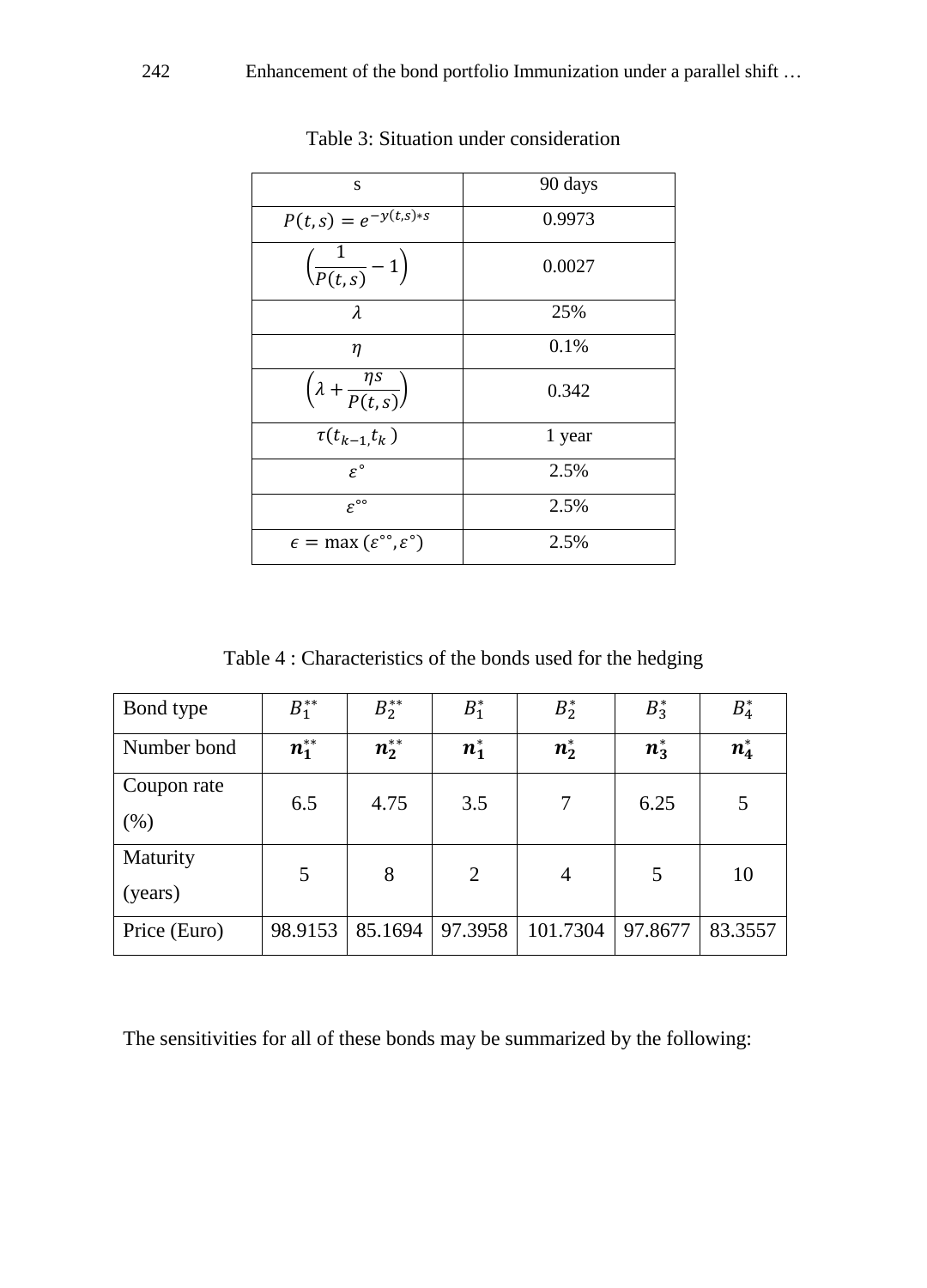Table 3: Situation under consideration

| s | 90 days |
|---|---|
| $P(t,s) = e^{-y(t,s)*s}$ | 0.9973 |
| $\left(\frac{1}{P(t,s)} - 1\right)$ | 0.0027 |
| $\lambda$ | 25% |
| $\eta$ | 0.1% |
| $\left(\lambda + \frac{\eta s}{P(t,s)}\right)$ | 0.342 |
| $\tau(t_{k-1}, t_k)$ | 1 year |
| $\varepsilon^{\circ}$ | 2.5% |
| $\varepsilon^{\circ\circ}$ | 2.5% |
| $\epsilon = \max(\varepsilon^{\circ\circ}, \varepsilon^{\circ})$ | 2.5% |

Table 4 : Characteristics of the bonds used for the hedging

| Bond type | $B_1^{**}$ | $B_2^{**}$ | $B_1^{*}$ | $B_2^{*}$ | $B_3^{*}$ | $B_4^{*}$ |
|---|---|---|---|---|---|---|
| Number bond | $\boldsymbol{n_1^{**}}$ | $\boldsymbol{n_2^{**}}$ | $\boldsymbol{n_1^{*}}$ | $\boldsymbol{n_2^{*}}$ | $\boldsymbol{n_3^{*}}$ | $\boldsymbol{n_4^{*}}$ |
| Coupon rate (%) | 6.5 | 4.75 | 3.5 | 7 | 6.25 | 5 |
| Maturity (years) | 5 | 8 | 2 | 4 | 5 | 10 |
| Price (Euro) | 98.9153 | 85.1694 | 97.3958 | 101.7304 | 97.8677 | 83.3557 |

The sensitivities for all of these bonds may be summarized by the following: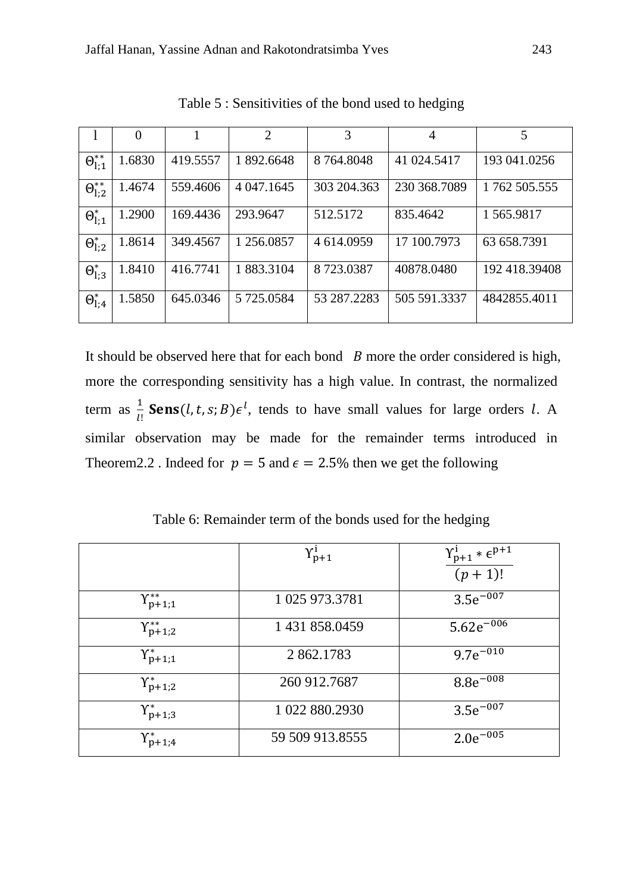Table 5 : Sensitivities of the bond used to hedging

| l | 0 | 1 | 2 | 3 | 4 | 5 |
|---|---|---|---|---|---|---|
| $\Theta^{**}_{l;1}$ | 1.6830 | 419.5557 | 1 892.6648 | 8 764.8048 | 41 024.5417 | 193 041.0256 |
| $\Theta^{**}_{l;2}$ | 1.4674 | 559.4606 | 4 047.1645 | 303 204.363 | 230 368.7089 | 1 762 505.555 |
| $\Theta^{*}_{l;1}$ | 1.2900 | 169.4436 | 293.9647 | 512.5172 | 835.4642 | 1 565.9817 |
| $\Theta^{*}_{l;2}$ | 1.8614 | 349.4567 | 1 256.0857 | 4 614.0959 | 17 100.7973 | 63 658.7391 |
| $\Theta^{*}_{l;3}$ | 1.8410 | 416.7741 | 1 883.3104 | 8 723.0387 | 40878.0480 | 192 418.39408 |
| $\Theta^{*}_{l;4}$ | 1.5850 | 645.0346 | 5 725.0584 | 53 287.2283 | 505 591.3337 | 4842855.4011 |

It should be observed here that for each bond $B$ more the order considered is high, more the corresponding sensitivity has a high value. In contrast, the normalized term as $\frac{1}{l!}\mathbf{Sens}(l,t,s;B)\epsilon^{l}$, tends to have small values for large orders $l$. A similar observation may be made for the remainder terms introduced in Theorem2.2 . Indeed for $p = 5$ and $\epsilon = 2.5\%$ then we get the following

Table 6: Remainder term of the bonds used for the hedging

| | $\Upsilon^{i}_{p+1}$ | $\frac{\Upsilon^{i}_{p+1} * \epsilon^{p+1}}{(p+1)!}$ |
|---|---|---|
| $\Upsilon^{**}_{p+1;1}$ | 1 025 973.3781 | $3.5e^{-007}$ |
| $\Upsilon^{**}_{p+1;2}$ | 1 431 858.0459 | $5.62e^{-006}$ |
| $\Upsilon^{*}_{p+1;1}$ | 2 862.1783 | $9.7e^{-010}$ |
| $\Upsilon^{*}_{p+1;2}$ | 260 912.7687 | $8.8e^{-008}$ |
| $\Upsilon^{*}_{p+1;3}$ | 1 022 880.2930 | $3.5e^{-007}$ |
| $\Upsilon^{*}_{p+1;4}$ | 59 509 913.8555 | $2.0e^{-005}$ |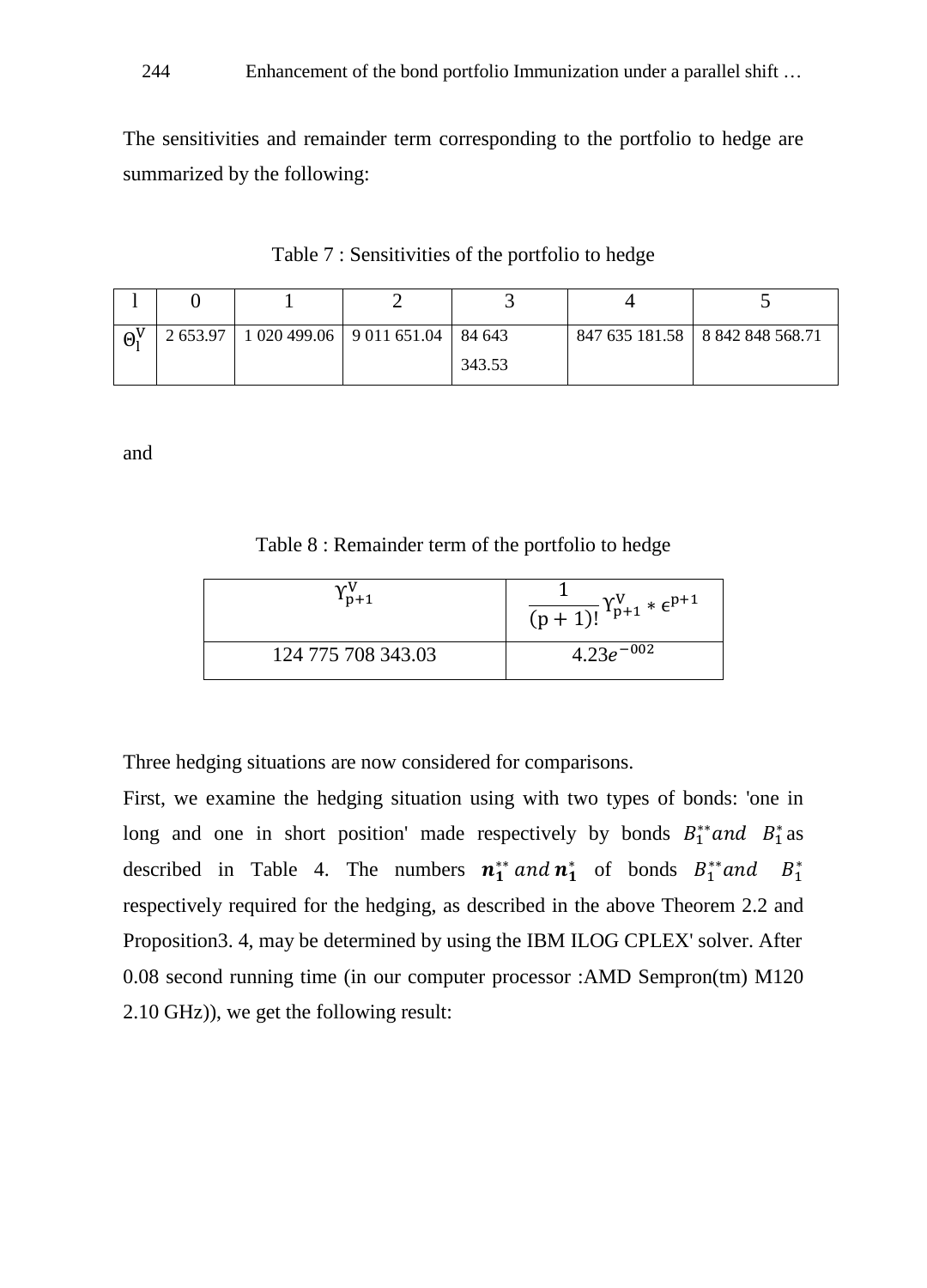The sensitivities and remainder term corresponding to the portfolio to hedge are summarized by the following:

Table 7 : Sensitivities of the portfolio to hedge

| l | 0 | 1 | 2 | 3 | 4 | 5 |
|---|---|---|---|---|---|---|
| $\Theta_l^V$ | 2 653.97 | 1 020 499.06 | 9 011 651.04 | 84 643 343.53 | 847 635 181.58 | 8 842 848 568.71 |

and

Table 8 : Remainder term of the portfolio to hedge

| $\Upsilon_{p+1}^V$ | $\frac{1}{(p+1)!}\Upsilon_{p+1}^V * \epsilon^{p+1}$ |
|---|---|
| 124 775 708 343.03 | $4.23e^{-002}$ |

Three hedging situations are now considered for comparisons.

First, we examine the hedging situation using with two types of bonds: 'one in long and one in short position' made respectively by bonds $B_1^{**}$ *and* $B_1^{*}$ as described in Table 4. The numbers $\boldsymbol{n_1^{**}}$ *and* $\boldsymbol{n_1^{*}}$ of bonds $B_1^{**}$ *and* $B_1^{*}$ respectively required for the hedging, as described in the above Theorem 2.2 and Proposition3. 4, may be determined by using the IBM ILOG CPLEX' solver. After 0.08 second running time (in our computer processor :AMD Sempron(tm) M120 2.10 GHz)), we get the following result: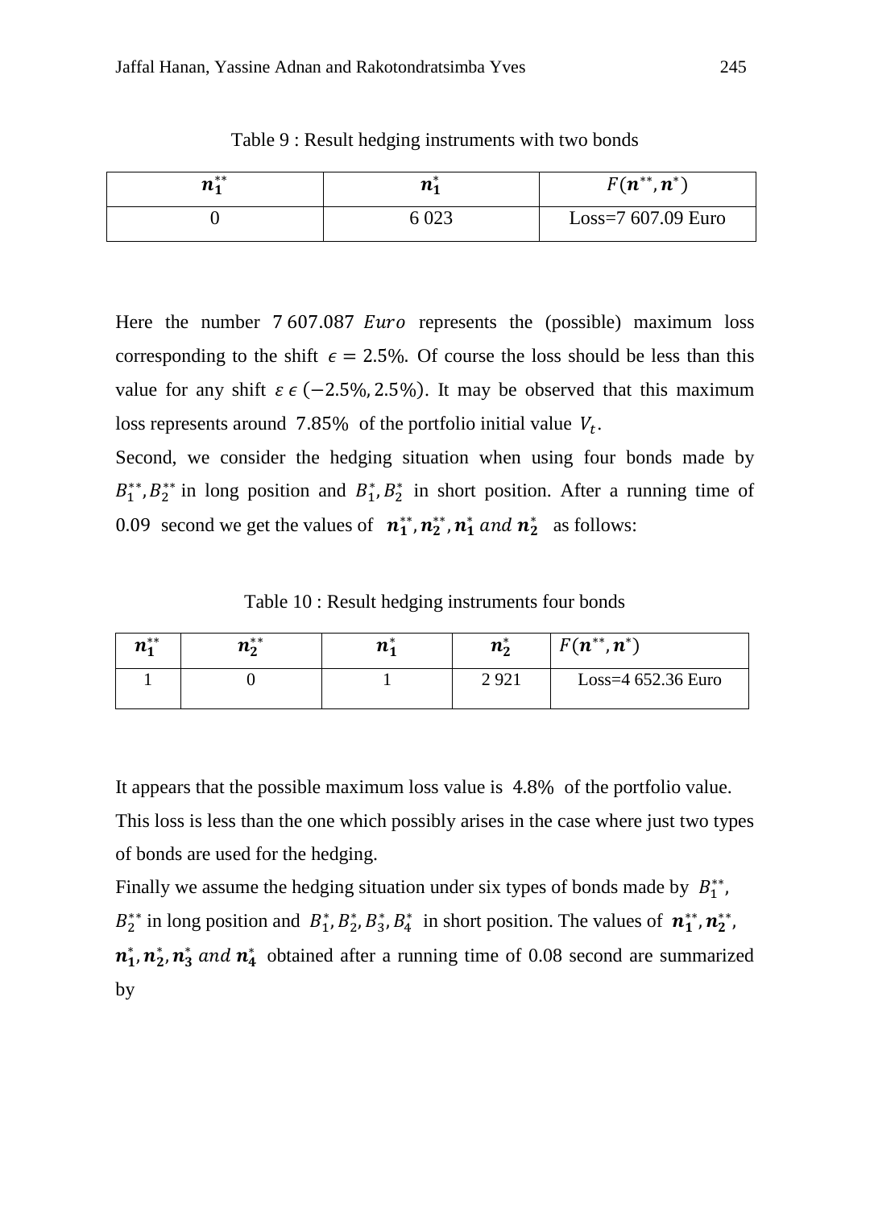Table 9 : Result hedging instruments with two bonds

| $\boldsymbol{n_1^{**}}$ | $\boldsymbol{n_1^{*}}$ | $F(\boldsymbol{n}^{**}, \boldsymbol{n}^{*})$ |
| --- | --- | --- |
| 0 | 6 023 | Loss=7 607.09 Euro |

Here the number $7\,607.087\ Euro$ represents the (possible) maximum loss corresponding to the shift $\epsilon = 2.5\%$. Of course the loss should be less than this value for any shift $\varepsilon \in (-2.5\%, 2.5\%)$. It may be observed that this maximum loss represents around $7.85\%$ of the portfolio initial value $V_t$.

Second, we consider the hedging situation when using four bonds made by $B_1^{**}, B_2^{**}$ in long position and $B_1^{*}, B_2^{*}$ in short position. After a running time of $0.09$ second we get the values of $\boldsymbol{n_1^{**}}, \boldsymbol{n_2^{**}}, \boldsymbol{n_1^{*}}$ *and* $\boldsymbol{n_2^{*}}$ as follows:

Table 10 : Result hedging instruments four bonds

| $\boldsymbol{n_1^{**}}$ | $\boldsymbol{n_2^{**}}$ | $\boldsymbol{n_1^{*}}$ | $\boldsymbol{n_2^{*}}$ | $F(\boldsymbol{n}^{**}, \boldsymbol{n}^{*})$ |
| --- | --- | --- | --- | --- |
| 1 | 0 | 1 | 2 921 | Loss=4 652.36 Euro |

It appears that the possible maximum loss value is $4.8\%$ of the portfolio value. This loss is less than the one which possibly arises in the case where just two types of bonds are used for the hedging.

Finally we assume the hedging situation under six types of bonds made by $B_1^{**}$, $B_2^{**}$ in long position and $B_1^{*}, B_2^{*}, B_3^{*}, B_4^{*}$ in short position. The values of $\boldsymbol{n_1^{**}}, \boldsymbol{n_2^{**}}$, $\boldsymbol{n_1^{*}}, \boldsymbol{n_2^{*}}, \boldsymbol{n_3^{*}}$ *and* $\boldsymbol{n_4^{*}}$ obtained after a running time of 0.08 second are summarized by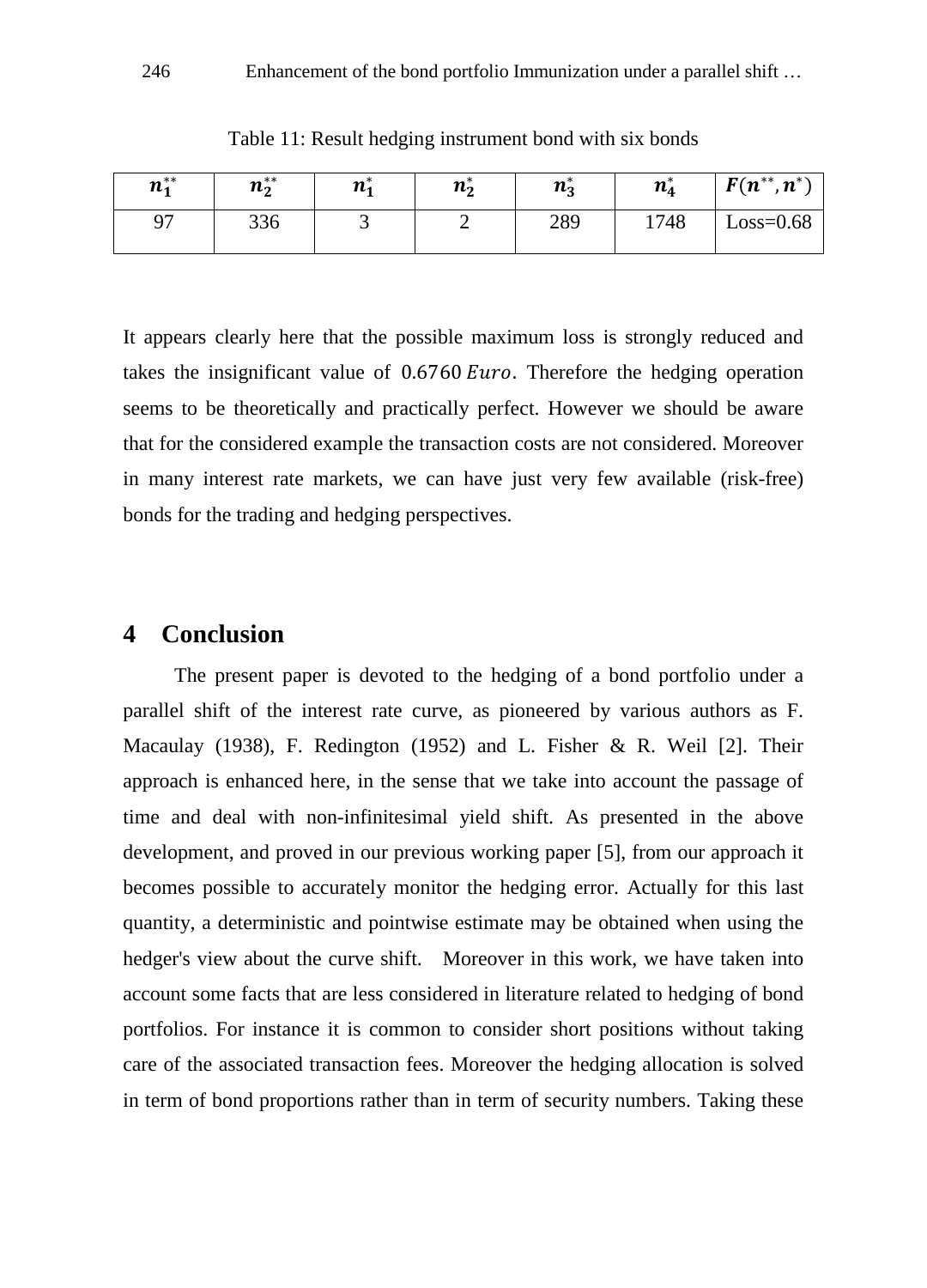Table 11: Result hedging instrument bond with six bonds

| $n_1^{**}$ | $n_2^{**}$ | $n_1^*$ | $n_2^*$ | $n_3^*$ | $n_4^*$ | $F(n^{**}, n^*)$ |
|---|---|---|---|---|---|---|
| 97 | 336 | 3 | 2 | 289 | 1748 | Loss=0.68 |

It appears clearly here that the possible maximum loss is strongly reduced and takes the insignificant value of $0.6760\ Euro$. Therefore the hedging operation seems to be theoretically and practically perfect. However we should be aware that for the considered example the transaction costs are not considered. Moreover in many interest rate markets, we can have just very few available (risk-free) bonds for the trading and hedging perspectives.

# 4 Conclusion

The present paper is devoted to the hedging of a bond portfolio under a parallel shift of the interest rate curve, as pioneered by various authors as F. Macaulay (1938), F. Redington (1952) and L. Fisher & R. Weil [2]. Their approach is enhanced here, in the sense that we take into account the passage of time and deal with non-infinitesimal yield shift. As presented in the above development, and proved in our previous working paper [5], from our approach it becomes possible to accurately monitor the hedging error. Actually for this last quantity, a deterministic and pointwise estimate may be obtained when using the hedger's view about the curve shift. Moreover in this work, we have taken into account some facts that are less considered in literature related to hedging of bond portfolios. For instance it is common to consider short positions without taking care of the associated transaction fees. Moreover the hedging allocation is solved in term of bond proportions rather than in term of security numbers. Taking these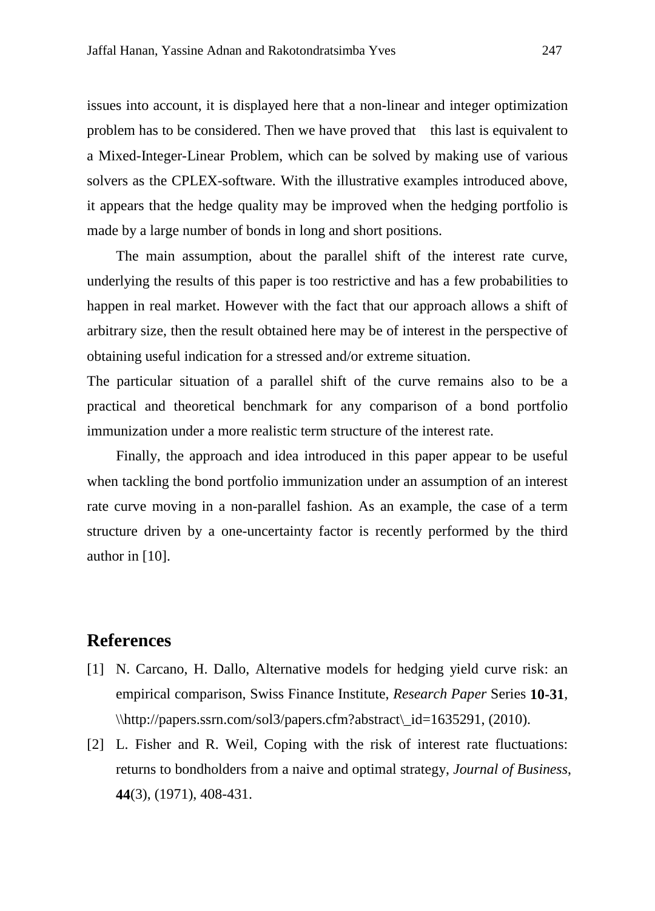issues into account, it is displayed here that a non-linear and integer optimization problem has to be considered. Then we have proved that this last is equivalent to a Mixed-Integer-Linear Problem, which can be solved by making use of various solvers as the CPLEX-software. With the illustrative examples introduced above, it appears that the hedge quality may be improved when the hedging portfolio is made by a large number of bonds in long and short positions.

The main assumption, about the parallel shift of the interest rate curve, underlying the results of this paper is too restrictive and has a few probabilities to happen in real market. However with the fact that our approach allows a shift of arbitrary size, then the result obtained here may be of interest in the perspective of obtaining useful indication for a stressed and/or extreme situation.

The particular situation of a parallel shift of the curve remains also to be a practical and theoretical benchmark for any comparison of a bond portfolio immunization under a more realistic term structure of the interest rate.

Finally, the approach and idea introduced in this paper appear to be useful when tackling the bond portfolio immunization under an assumption of an interest rate curve moving in a non-parallel fashion. As an example, the case of a term structure driven by a one-uncertainty factor is recently performed by the third author in [10].

## References

[1] N. Carcano, H. Dallo, Alternative models for hedging yield curve risk: an empirical comparison, Swiss Finance Institute, *Research Paper* Series **10-31**, \\http://papers.ssrn.com/sol3/papers.cfm?abstract\_id=1635291, (2010).

[2] L. Fisher and R. Weil, Coping with the risk of interest rate fluctuations: returns to bondholders from a naive and optimal strategy, *Journal of Business*, **44**(3), (1971), 408-431.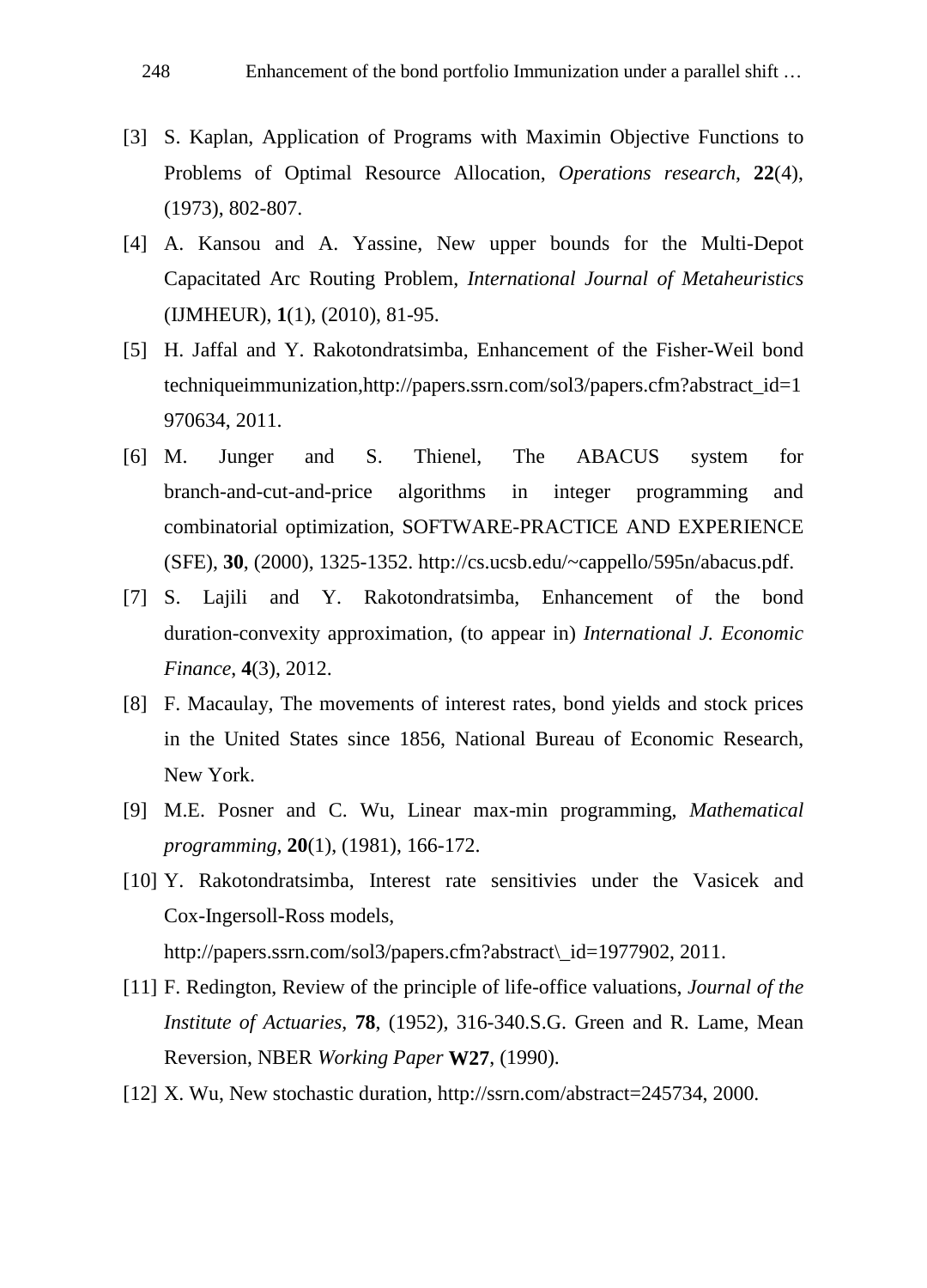[3] S. Kaplan, Application of Programs with Maximin Objective Functions to Problems of Optimal Resource Allocation, *Operations research*, **22**(4), (1973), 802-807.

[4] A. Kansou and A. Yassine, New upper bounds for the Multi-Depot Capacitated Arc Routing Problem, *International Journal of Metaheuristics* (IJMHEUR), **1**(1), (2010), 81-95.

[5] H. Jaffal and Y. Rakotondratsimba, Enhancement of the Fisher-Weil bond techniqueimmunization,http://papers.ssrn.com/sol3/papers.cfm?abstract_id=1970634, 2011.

[6] M. Junger and S. Thienel, The ABACUS system for branch-and-cut-and-price algorithms in integer programming and combinatorial optimization, SOFTWARE-PRACTICE AND EXPERIENCE (SFE), **30**, (2000), 1325-1352. http://cs.ucsb.edu/~cappello/595n/abacus.pdf.

[7] S. Lajili and Y. Rakotondratsimba, Enhancement of the bond duration-convexity approximation, (to appear in) *International J. Economic Finance*, **4**(3), 2012.

[8] F. Macaulay, The movements of interest rates, bond yields and stock prices in the United States since 1856, National Bureau of Economic Research, New York.

[9] M.E. Posner and C. Wu, Linear max-min programming, *Mathematical programming*, **20**(1), (1981), 166-172.

[10] Y. Rakotondratsimba, Interest rate sensitivies under the Vasicek and Cox-Ingersoll-Ross models, http://papers.ssrn.com/sol3/papers.cfm?abstract\_id=1977902, 2011.

[11] F. Redington, Review of the principle of life-office valuations, *Journal of the Institute of Actuaries*, **78**, (1952), 316-340.S.G. Green and R. Lame, Mean Reversion, NBER *Working Paper* **W27**, (1990).

[12] X. Wu, New stochastic duration, http://ssrn.com/abstract=245734, 2000.